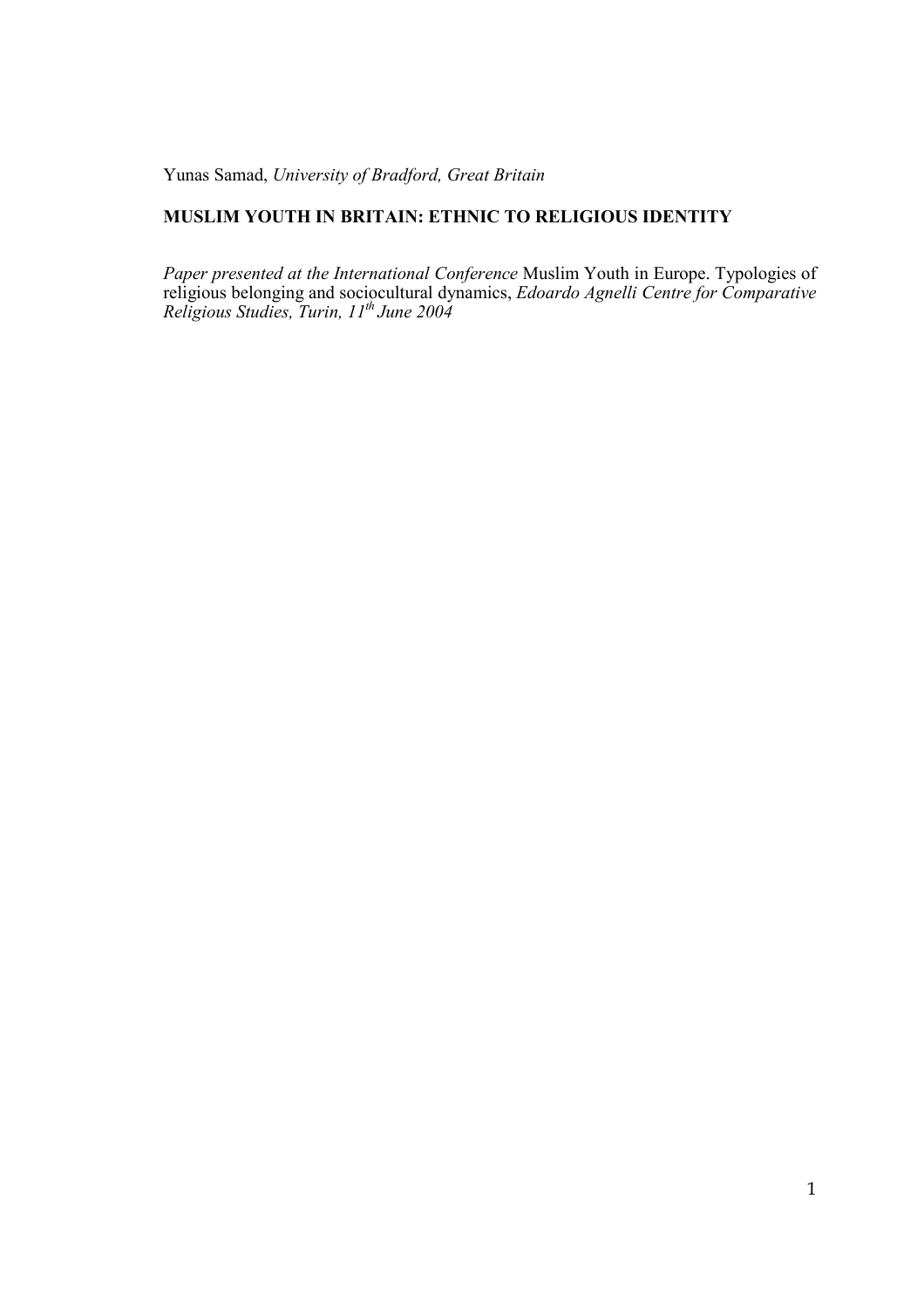Yunas Samad, *University of Bradford, Great Britain*

# MUSLIM YOUTH IN BRITAIN: ETHNIC TO RELIGIOUS IDENTITY

*Paper presented at the International Conference* Muslim Youth in Europe. Typologies of religious belonging and sociocultural dynamics, *Edoardo Agnelli Centre for Comparative Religious Studies, Turin, 11th June 2004*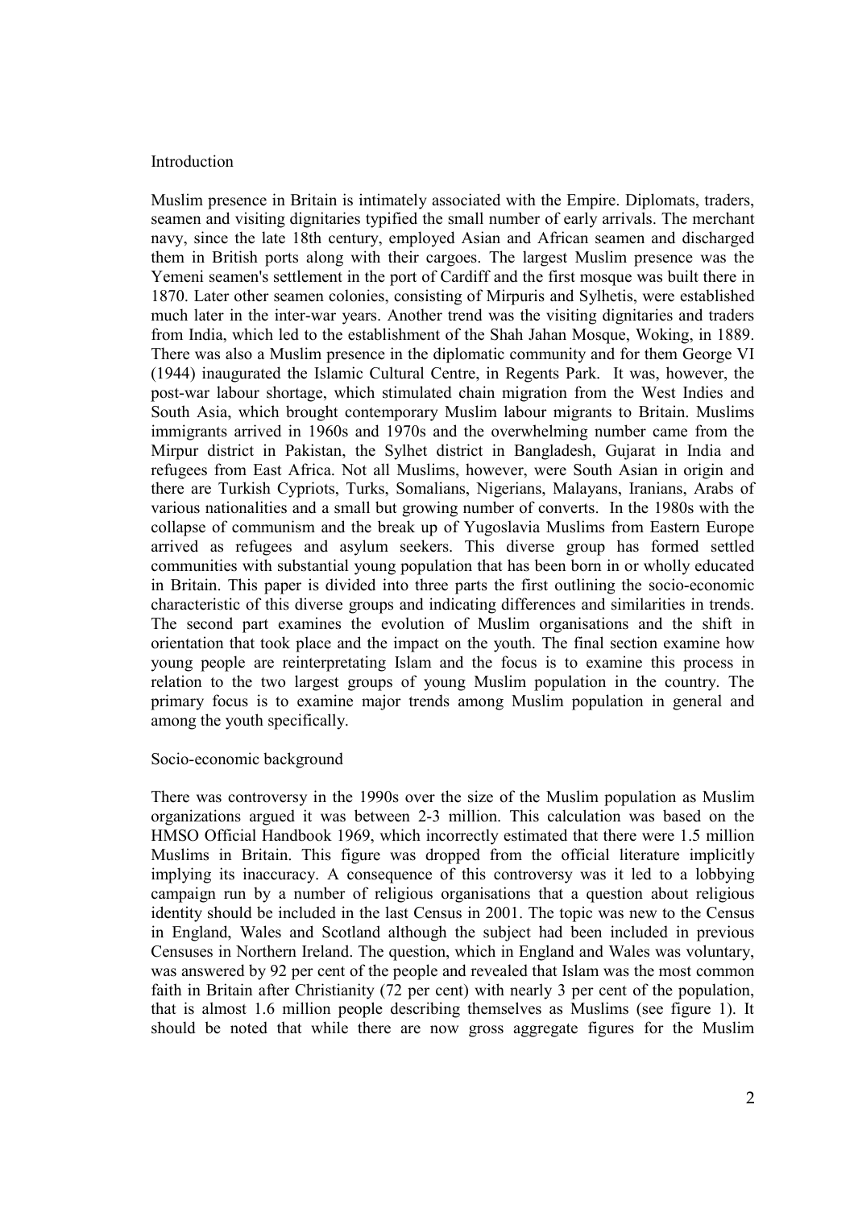## Introduction

Muslim presence in Britain is intimately associated with the Empire. Diplomats, traders, seamen and visiting dignitaries typified the small number of early arrivals. The merchant navy, since the late 18th century, employed Asian and African seamen and discharged them in British ports along with their cargoes. The largest Muslim presence was the Yemeni seamen's settlement in the port of Cardiff and the first mosque was built there in 1870. Later other seamen colonies, consisting of Mirpuris and Sylhetis, were established much later in the inter-war years. Another trend was the visiting dignitaries and traders from India, which led to the establishment of the Shah Jahan Mosque, Woking, in 1889. There was also a Muslim presence in the diplomatic community and for them George VI (1944) inaugurated the Islamic Cultural Centre, in Regents Park. It was, however, the post-war labour shortage, which stimulated chain migration from the West Indies and South Asia, which brought contemporary Muslim labour migrants to Britain. Muslims immigrants arrived in 1960s and 1970s and the overwhelming number came from the Mirpur district in Pakistan, the Sylhet district in Bangladesh, Gujarat in India and refugees from East Africa. Not all Muslims, however, were South Asian in origin and there are Turkish Cypriots, Turks, Somalians, Nigerians, Malayans, Iranians, Arabs of various nationalities and a small but growing number of converts. In the 1980s with the collapse of communism and the break up of Yugoslavia Muslims from Eastern Europe arrived as refugees and asylum seekers. This diverse group has formed settled communities with substantial young population that has been born in or wholly educated in Britain. This paper is divided into three parts the first outlining the socio-economic characteristic of this diverse groups and indicating differences and similarities in trends. The second part examines the evolution of Muslim organisations and the shift in orientation that took place and the impact on the youth. The final section examine how young people are reinterpretating Islam and the focus is to examine this process in relation to the two largest groups of young Muslim population in the country. The primary focus is to examine major trends among Muslim population in general and among the youth specifically.

## Socio-economic background

There was controversy in the 1990s over the size of the Muslim population as Muslim organizations argued it was between 2-3 million. This calculation was based on the HMSO Official Handbook 1969, which incorrectly estimated that there were 1.5 million Muslims in Britain. This figure was dropped from the official literature implicitly implying its inaccuracy. A consequence of this controversy was it led to a lobbying campaign run by a number of religious organisations that a question about religious identity should be included in the last Census in 2001. The topic was new to the Census in England, Wales and Scotland although the subject had been included in previous Censuses in Northern Ireland. The question, which in England and Wales was voluntary, was answered by 92 per cent of the people and revealed that Islam was the most common faith in Britain after Christianity (72 per cent) with nearly 3 per cent of the population, that is almost 1.6 million people describing themselves as Muslims (see figure 1). It should be noted that while there are now gross aggregate figures for the Muslim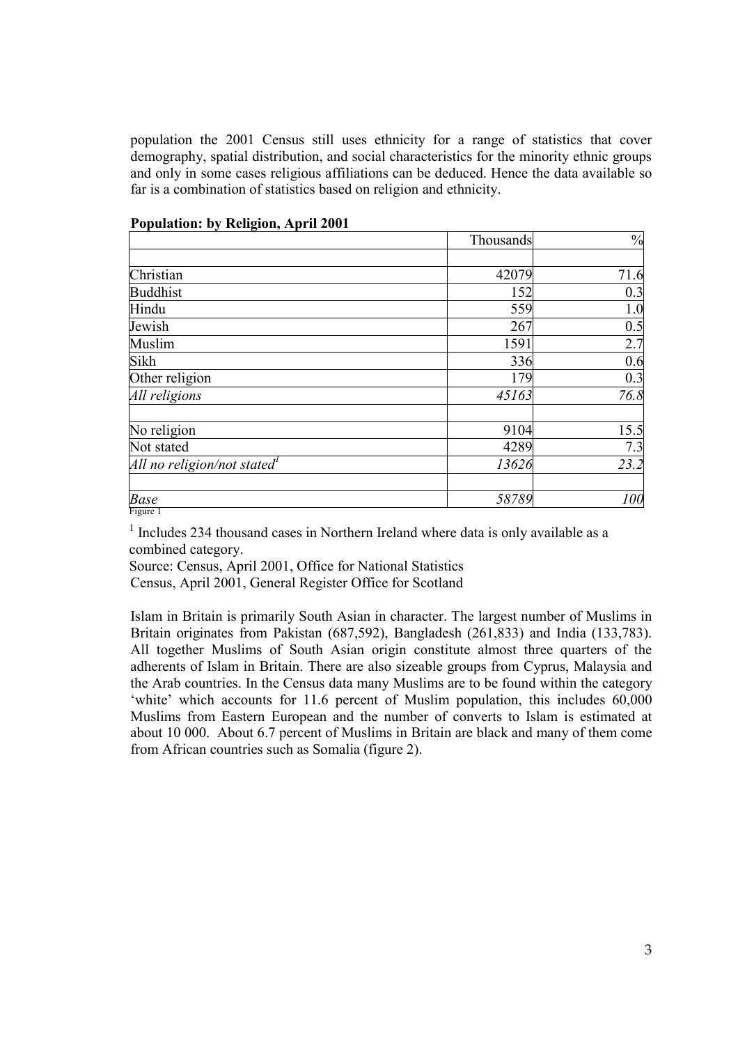population the 2001 Census still uses ethnicity for a range of statistics that cover demography, spatial distribution, and social characteristics for the minority ethnic groups and only in some cases religious affiliations can be deduced. Hence the data available so far is a combination of statistics based on religion and ethnicity.

**Population: by Religion, April 2001**

| | Thousands | % |
|---|---|---|
| | | |
| Christian | 42079 | 71.6 |
| Buddhist | 152 | 0.3 |
| Hindu | 559 | 1.0 |
| Jewish | 267 | 0.5 |
| Muslim | 1591 | 2.7 |
| Sikh | 336 | 0.6 |
| Other religion | 179 | 0.3 |
| *All religions* | *45163* | *76.8* |
| | | |
| No religion | 9104 | 15.5 |
| Not stated | 4289 | 7.3 |
| *All no religion/not stated[1]* | *13626* | *23.2* |
| | | |
| *Base* | *58789* | *100* |

Figure 1

[1] Includes 234 thousand cases in Northern Ireland where data is only available as a combined category.

Source: Census, April 2001, Office for National Statistics
Census, April 2001, General Register Office for Scotland

Islam in Britain is primarily South Asian in character. The largest number of Muslims in Britain originates from Pakistan (687,592), Bangladesh (261,833) and India (133,783). All together Muslims of South Asian origin constitute almost three quarters of the adherents of Islam in Britain. There are also sizeable groups from Cyprus, Malaysia and the Arab countries. In the Census data many Muslims are to be found within the category 'white' which accounts for 11.6 percent of Muslim population, this includes 60,000 Muslims from Eastern European and the number of converts to Islam is estimated at about 10 000. About 6.7 percent of Muslims in Britain are black and many of them come from African countries such as Somalia (figure 2).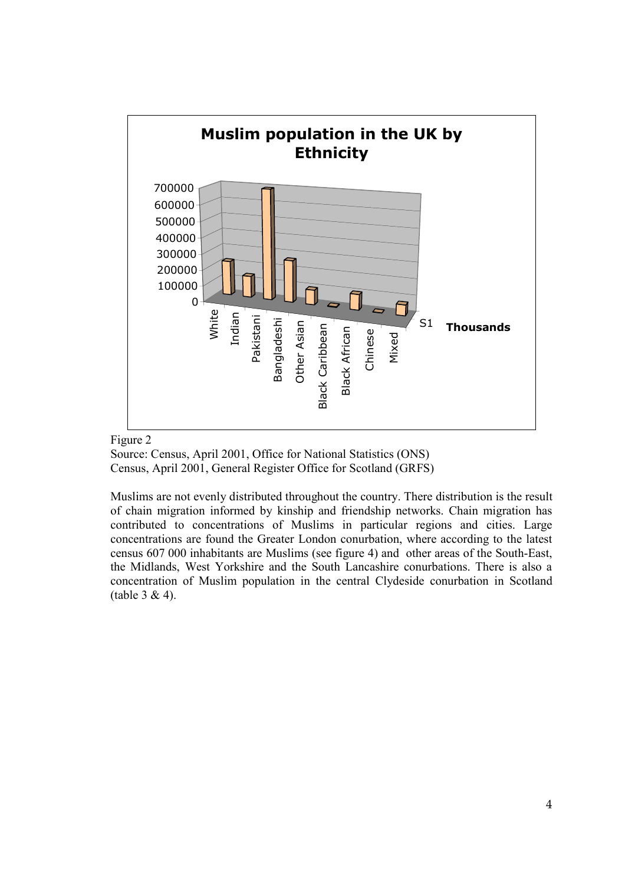**Muslim population in the UK by Ethnicity**

700000
600000
500000
400000
300000
200000
100000
0

White
Indian
Pakistani
Bangladeshi
Other Asian
Black Caribbean
Black African
Chinese
Mixed

S1
**Thousands**

Figure 2
Source: Census, April 2001, Office for National Statistics (ONS)
Census, April 2001, General Register Office for Scotland (GRFS)

Muslims are not evenly distributed throughout the country. There distribution is the result of chain migration informed by kinship and friendship networks. Chain migration has contributed to concentrations of Muslims in particular regions and cities. Large concentrations are found the Greater London conurbation, where according to the latest census 607 000 inhabitants are Muslims (see figure 4) and other areas of the South-East, the Midlands, West Yorkshire and the South Lancashire conurbations. There is also a concentration of Muslim population in the central Clydeside conurbation in Scotland (table 3 & 4).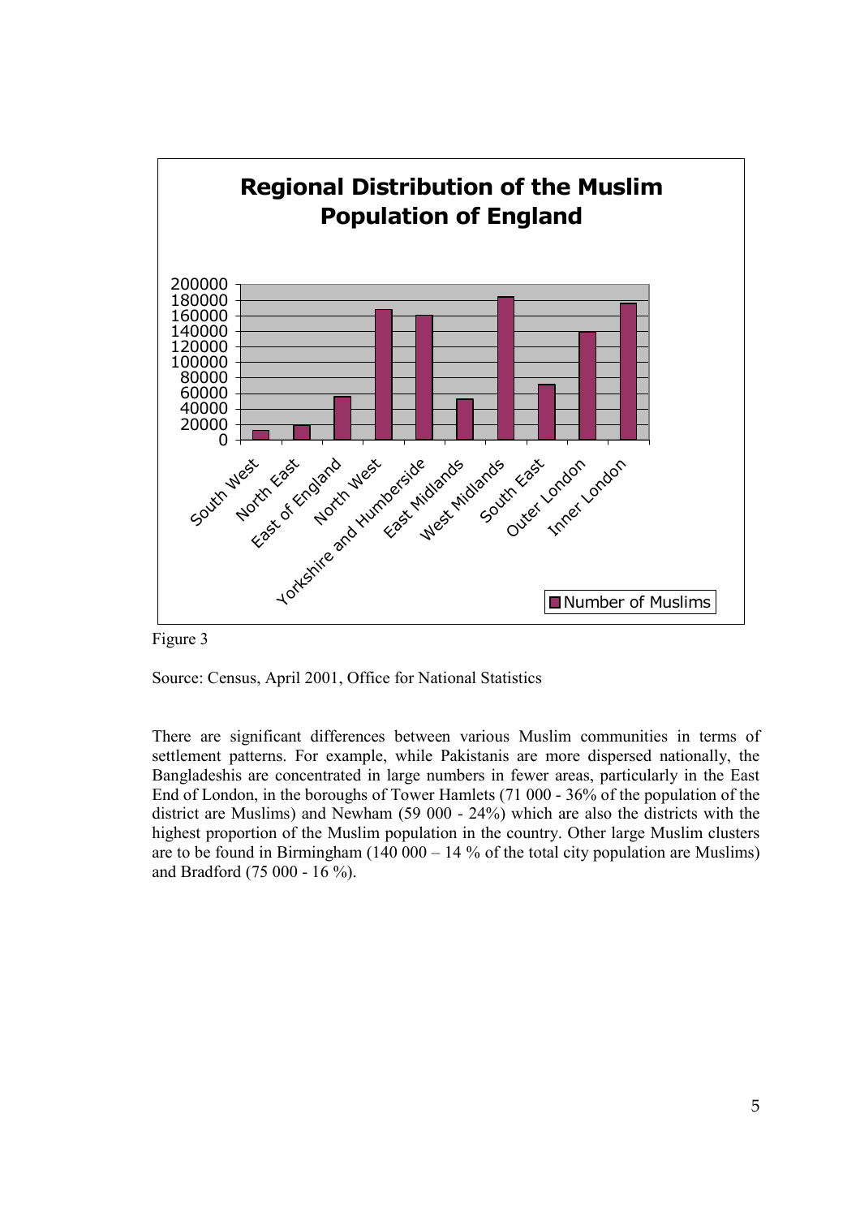Regional Distribution of the Muslim Population of England

200000
180000
160000
140000
120000
100000
80000
60000
40000
20000
0

South West
North East
East of England
North West
Yorkshire and Humberside
East Midlands
West Midlands
South East
Outer London
Inner London

Number of Muslims

Figure 3

Source: Census, April 2001, Office for National Statistics

There are significant differences between various Muslim communities in terms of settlement patterns. For example, while Pakistanis are more dispersed nationally, the Bangladeshis are concentrated in large numbers in fewer areas, particularly in the East End of London, in the boroughs of Tower Hamlets (71 000 - 36% of the population of the district are Muslims) and Newham (59 000 - 24%) which are also the districts with the highest proportion of the Muslim population in the country. Other large Muslim clusters are to be found in Birmingham (140 000 – 14 % of the total city population are Muslims) and Bradford (75 000 - 16 %).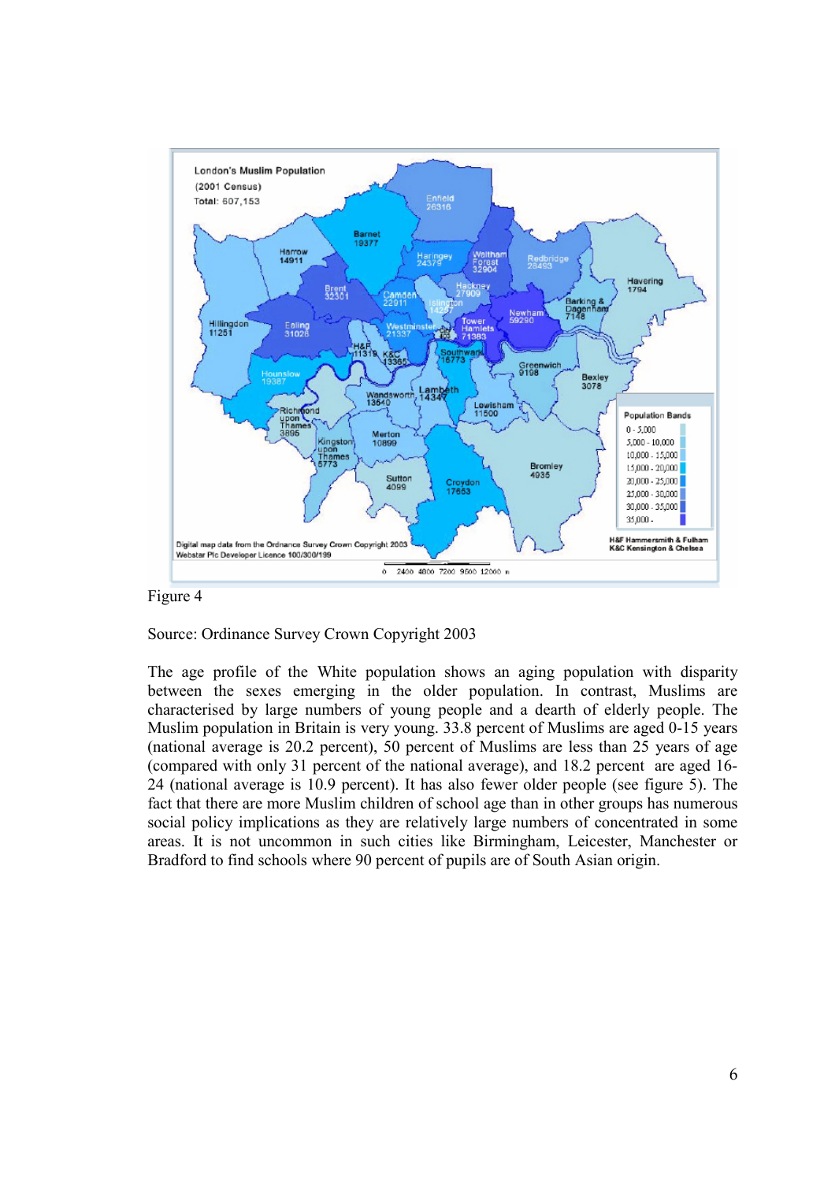London's Muslim Population
(2001 Census)
Total: 607,153

Enfield 26316
Barnet 19377
Harrow 14911
Haringey 24379
Waltham Forest 32904
Redbridge 28493
Havering 1794
Brent 32301
Camden 22911
Hackney 27909
Islington 14257
Barking & Dagenham 7148
Hillingdon 11251
Ealing 31026
Westminster 21337
Tower Hamlets 71383
Newham 59290
H&F 11319
K&C 13365
Southwark 16773
Greenwich 9198
Bexley 3078
Hounslow 19387
Wandsworth 13540
Lambeth 14347
Lewisham 11500
Richmond upon Thames 3895
Kingston upon Thames 5773
Merton 10899
Sutton 4099
Croydon 17663
Bromley 4935

Population Bands
0 - 5,000
5,000 - 10,000
10,000 - 15,000
15,000 - 20,000
20,000 - 25,000
25,000 - 30,000
30,000 - 35,000
35,000 -

H&F Hammersmith & Fulham
K&C Kensington & Chelsea

Digital map data from the Ordnance Survey Crown Copyright 2003
Webstar Plc Developer Licence 100/300/199

0 2400 4800 7200 9600 12000 m

Figure 4

Source: Ordinance Survey Crown Copyright 2003

The age profile of the White population shows an aging population with disparity between the sexes emerging in the older population. In contrast, Muslims are characterised by large numbers of young people and a dearth of elderly people. The Muslim population in Britain is very young. 33.8 percent of Muslims are aged 0-15 years (national average is 20.2 percent), 50 percent of Muslims are less than 25 years of age (compared with only 31 percent of the national average), and 18.2 percent are aged 16-24 (national average is 10.9 percent). It has also fewer older people (see figure 5). The fact that there are more Muslim children of school age than in other groups has numerous social policy implications as they are relatively large numbers of concentrated in some areas. It is not uncommon in such cities like Birmingham, Leicester, Manchester or Bradford to find schools where 90 percent of pupils are of South Asian origin.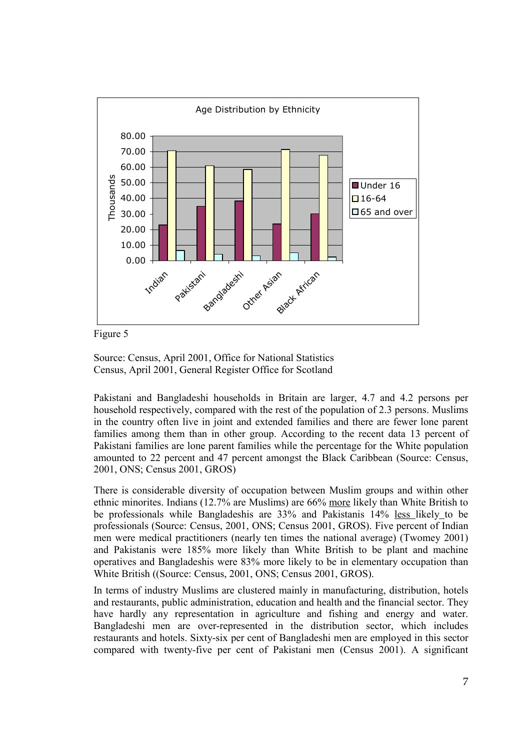Age Distribution by Ethnicity

Thousands

80.00
70.00
60.00
50.00
40.00
30.00
20.00
10.00
0.00

Indian
Pakistani
Bangladeshi
Other Asian
Black African

Under 16
16-64
65 and over

Figure 5

Source: Census, April 2001, Office for National Statistics
Census, April 2001, General Register Office for Scotland

Pakistani and Bangladeshi households in Britain are larger, 4.7 and 4.2 persons per household respectively, compared with the rest of the population of 2.3 persons. Muslims in the country often live in joint and extended families and there are fewer lone parent families among them than in other group. According to the recent data 13 percent of Pakistani families are lone parent families while the percentage for the White population amounted to 22 percent and 47 percent amongst the Black Caribbean (Source: Census, 2001, ONS; Census 2001, GROS)

There is considerable diversity of occupation between Muslim groups and within other ethnic minorites. Indians (12.7% are Muslims) are 66% more likely than White British to be professionals while Bangladeshis are 33% and Pakistanis 14% less likely to be professionals (Source: Census, 2001, ONS; Census 2001, GROS). Five percent of Indian men were medical practitioners (nearly ten times the national average) (Twomey 2001) and Pakistanis were 185% more likely than White British to be plant and machine operatives and Bangladeshis were 83% more likely to be in elementary occupation than White British ((Source: Census, 2001, ONS; Census 2001, GROS).

In terms of industry Muslims are clustered mainly in manufacturing, distribution, hotels and restaurants, public administration, education and health and the financial sector. They have hardly any representation in agriculture and fishing and energy and water. Bangladeshi men are over-represented in the distribution sector, which includes restaurants and hotels. Sixty-six per cent of Bangladeshi men are employed in this sector compared with twenty-five per cent of Pakistani men (Census 2001). A significant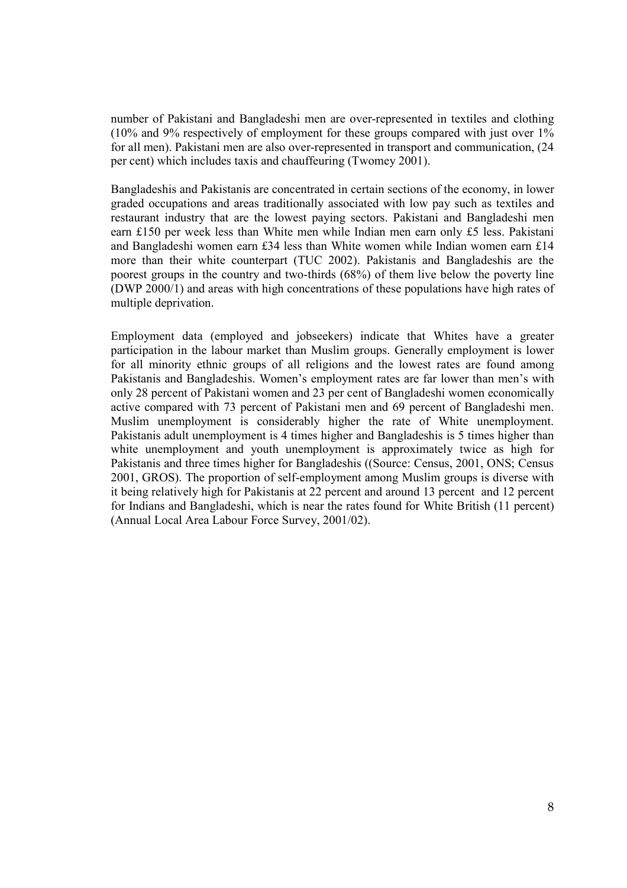number of Pakistani and Bangladeshi men are over-represented in textiles and clothing (10% and 9% respectively of employment for these groups compared with just over 1% for all men). Pakistani men are also over-represented in transport and communication, (24 per cent) which includes taxis and chauffeuring (Twomey 2001).

Bangladeshis and Pakistanis are concentrated in certain sections of the economy, in lower graded occupations and areas traditionally associated with low pay such as textiles and restaurant industry that are the lowest paying sectors. Pakistani and Bangladeshi men earn £150 per week less than White men while Indian men earn only £5 less. Pakistani and Bangladeshi women earn £34 less than White women while Indian women earn £14 more than their white counterpart (TUC 2002). Pakistanis and Bangladeshis are the poorest groups in the country and two-thirds (68%) of them live below the poverty line (DWP 2000/1) and areas with high concentrations of these populations have high rates of multiple deprivation.

Employment data (employed and jobseekers) indicate that Whites have a greater participation in the labour market than Muslim groups. Generally employment is lower for all minority ethnic groups of all religions and the lowest rates are found among Pakistanis and Bangladeshis. Women's employment rates are far lower than men's with only 28 percent of Pakistani women and 23 per cent of Bangladeshi women economically active compared with 73 percent of Pakistani men and 69 percent of Bangladeshi men. Muslim unemployment is considerably higher the rate of White unemployment. Pakistanis adult unemployment is 4 times higher and Bangladeshis is 5 times higher than white unemployment and youth unemployment is approximately twice as high for Pakistanis and three times higher for Bangladeshis ((Source: Census, 2001, ONS; Census 2001, GROS). The proportion of self-employment among Muslim groups is diverse with it being relatively high for Pakistanis at 22 percent and around 13 percent and 12 percent for Indians and Bangladeshi, which is near the rates found for White British (11 percent) (Annual Local Area Labour Force Survey, 2001/02).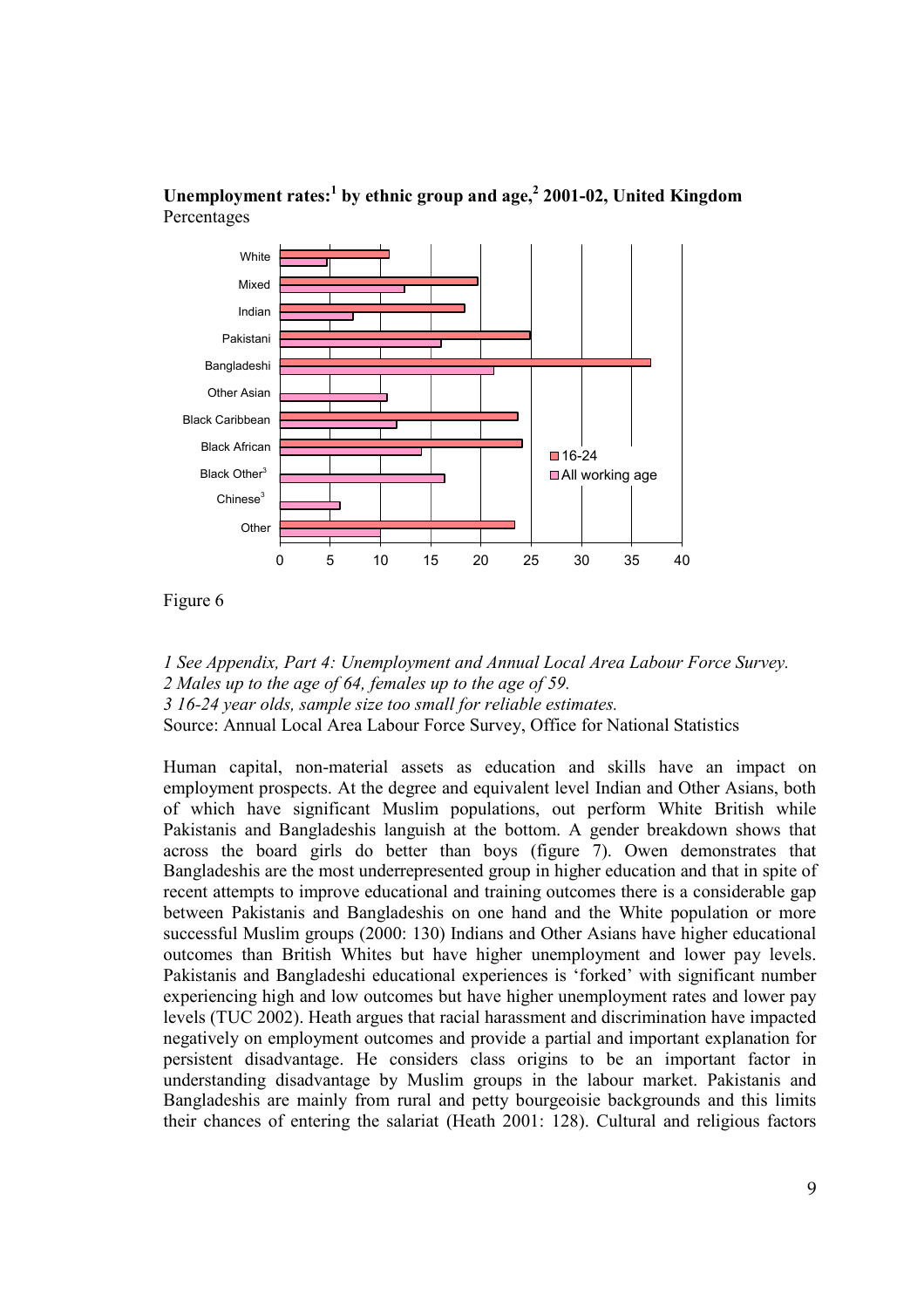**Unemployment rates:[1] by ethnic group and age,[2] 2001-02, United Kingdom**
Percentages

White
Mixed
Indian
Pakistani
Bangladeshi
Other Asian
Black Caribbean
Black African
Black Other[3]
Chinese[3]
Other

0 5 10 15 20 25 30 35 40

16-24
All working age

Figure 6

*1 See Appendix, Part 4: Unemployment and Annual Local Area Labour Force Survey.*
*2 Males up to the age of 64, females up to the age of 59.*
*3 16-24 year olds, sample size too small for reliable estimates.*
Source: Annual Local Area Labour Force Survey, Office for National Statistics

Human capital, non-material assets as education and skills have an impact on employment prospects. At the degree and equivalent level Indian and Other Asians, both of which have significant Muslim populations, out perform White British while Pakistanis and Bangladeshis languish at the bottom. A gender breakdown shows that across the board girls do better than boys (figure 7). Owen demonstrates that Bangladeshis are the most underrepresented group in higher education and that in spite of recent attempts to improve educational and training outcomes there is a considerable gap between Pakistanis and Bangladeshis on one hand and the White population or more successful Muslim groups (2000: 130) Indians and Other Asians have higher educational outcomes than British Whites but have higher unemployment and lower pay levels. Pakistanis and Bangladeshi educational experiences is 'forked' with significant number experiencing high and low outcomes but have higher unemployment rates and lower pay levels (TUC 2002). Heath argues that racial harassment and discrimination have impacted negatively on employment outcomes and provide a partial and important explanation for persistent disadvantage. He considers class origins to be an important factor in understanding disadvantage by Muslim groups in the labour market. Pakistanis and Bangladeshis are mainly from rural and petty bourgeoisie backgrounds and this limits their chances of entering the salariat (Heath 2001: 128). Cultural and religious factors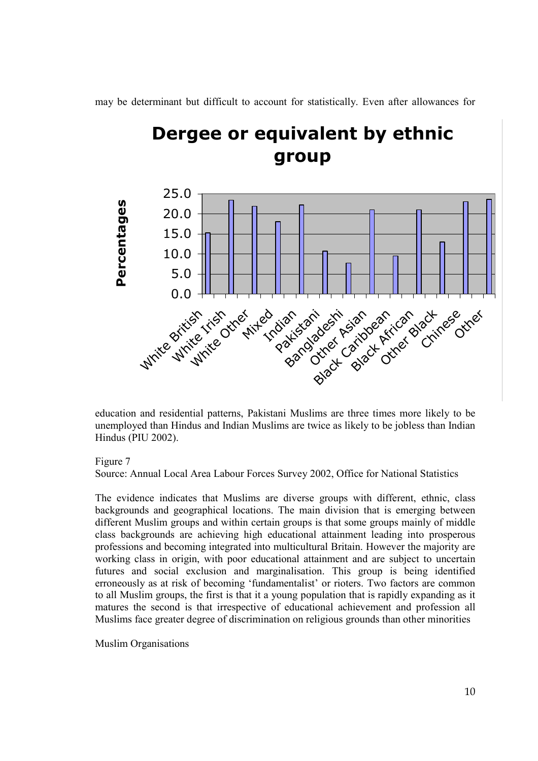may be determinant but difficult to account for statistically. Even after allowances for

**Dergee or equivalent by ethnic group**

Percentages

25.0
20.0
15.0
10.0
5.0
0.0

White British, White Irish, White Other, Mixed, Indian, Pakistani, Bangladeshi, Other Asian, Black Caribbean, Black African, Other Black, Chinese, Other

education and residential patterns, Pakistani Muslims are three times more likely to be unemployed than Hindus and Indian Muslims are twice as likely to be jobless than Indian Hindus (PIU 2002).

Figure 7
Source: Annual Local Area Labour Forces Survey 2002, Office for National Statistics

The evidence indicates that Muslims are diverse groups with different, ethnic, class backgrounds and geographical locations. The main division that is emerging between different Muslim groups and within certain groups is that some groups mainly of middle class backgrounds are achieving high educational attainment leading into prosperous professions and becoming integrated into multicultural Britain. However the majority are working class in origin, with poor educational attainment and are subject to uncertain futures and social exclusion and marginalisation. This group is being identified erroneously as at risk of becoming 'fundamentalist' or rioters. Two factors are common to all Muslim groups, the first is that it a young population that is rapidly expanding as it matures the second is that irrespective of educational achievement and profession all Muslims face greater degree of discrimination on religious grounds than other minorities

Muslim Organisations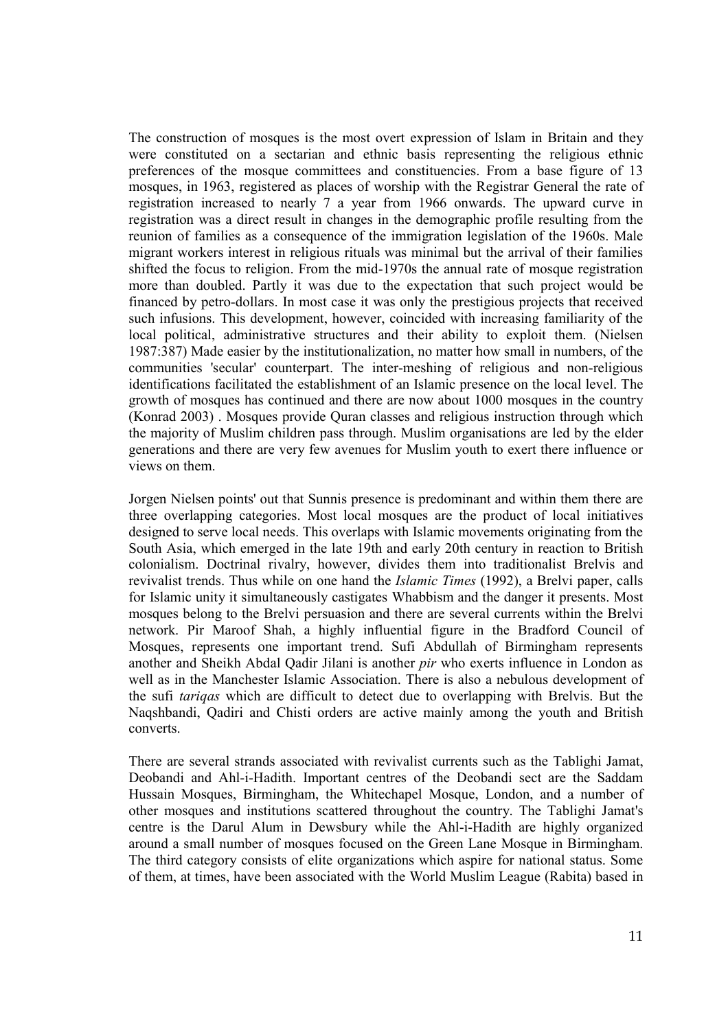The construction of mosques is the most overt expression of Islam in Britain and they were constituted on a sectarian and ethnic basis representing the religious ethnic preferences of the mosque committees and constituencies. From a base figure of 13 mosques, in 1963, registered as places of worship with the Registrar General the rate of registration increased to nearly 7 a year from 1966 onwards. The upward curve in registration was a direct result in changes in the demographic profile resulting from the reunion of families as a consequence of the immigration legislation of the 1960s. Male migrant workers interest in religious rituals was minimal but the arrival of their families shifted the focus to religion. From the mid-1970s the annual rate of mosque registration more than doubled. Partly it was due to the expectation that such project would be financed by petro-dollars. In most case it was only the prestigious projects that received such infusions. This development, however, coincided with increasing familiarity of the local political, administrative structures and their ability to exploit them. (Nielsen 1987:387) Made easier by the institutionalization, no matter how small in numbers, of the communities 'secular' counterpart. The inter-meshing of religious and non-religious identifications facilitated the establishment of an Islamic presence on the local level. The growth of mosques has continued and there are now about 1000 mosques in the country (Konrad 2003) . Mosques provide Quran classes and religious instruction through which the majority of Muslim children pass through. Muslim organisations are led by the elder generations and there are very few avenues for Muslim youth to exert there influence or views on them.

Jorgen Nielsen points' out that Sunnis presence is predominant and within them there are three overlapping categories. Most local mosques are the product of local initiatives designed to serve local needs. This overlaps with Islamic movements originating from the South Asia, which emerged in the late 19th and early 20th century in reaction to British colonialism. Doctrinal rivalry, however, divides them into traditionalist Brelvis and revivalist trends. Thus while on one hand the *Islamic Times* (1992), a Brelvi paper, calls for Islamic unity it simultaneously castigates Whabbism and the danger it presents. Most mosques belong to the Brelvi persuasion and there are several currents within the Brelvi network. Pir Maroof Shah, a highly influential figure in the Bradford Council of Mosques, represents one important trend. Sufi Abdullah of Birmingham represents another and Sheikh Abdal Qadir Jilani is another *pir* who exerts influence in London as well as in the Manchester Islamic Association. There is also a nebulous development of the sufi *tariqas* which are difficult to detect due to overlapping with Brelvis. But the Naqshbandi, Qadiri and Chisti orders are active mainly among the youth and British converts.

There are several strands associated with revivalist currents such as the Tablighi Jamat, Deobandi and Ahl-i-Hadith. Important centres of the Deobandi sect are the Saddam Hussain Mosques, Birmingham, the Whitechapel Mosque, London, and a number of other mosques and institutions scattered throughout the country. The Tablighi Jamat's centre is the Darul Alum in Dewsbury while the Ahl-i-Hadith are highly organized around a small number of mosques focused on the Green Lane Mosque in Birmingham. The third category consists of elite organizations which aspire for national status. Some of them, at times, have been associated with the World Muslim League (Rabita) based in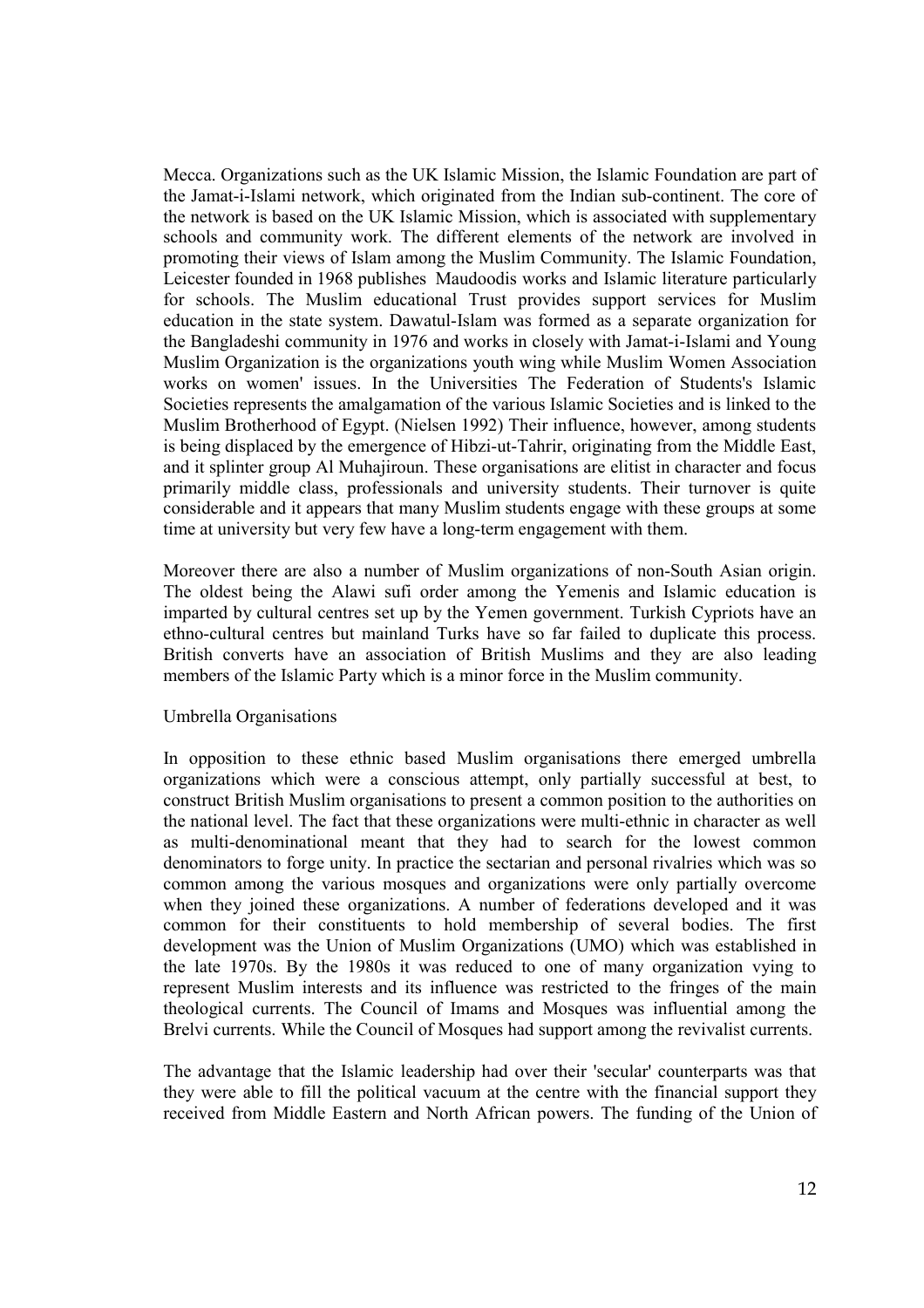Mecca. Organizations such as the UK Islamic Mission, the Islamic Foundation are part of the Jamat-i-Islami network, which originated from the Indian sub-continent. The core of the network is based on the UK Islamic Mission, which is associated with supplementary schools and community work. The different elements of the network are involved in promoting their views of Islam among the Muslim Community. The Islamic Foundation, Leicester founded in 1968 publishes Maudoodis works and Islamic literature particularly for schools. The Muslim educational Trust provides support services for Muslim education in the state system. Dawatul-Islam was formed as a separate organization for the Bangladeshi community in 1976 and works in closely with Jamat-i-Islami and Young Muslim Organization is the organizations youth wing while Muslim Women Association works on women' issues. In the Universities The Federation of Students's Islamic Societies represents the amalgamation of the various Islamic Societies and is linked to the Muslim Brotherhood of Egypt. (Nielsen 1992) Their influence, however, among students is being displaced by the emergence of Hibzi-ut-Tahrir, originating from the Middle East, and it splinter group Al Muhajiroun. These organisations are elitist in character and focus primarily middle class, professionals and university students. Their turnover is quite considerable and it appears that many Muslim students engage with these groups at some time at university but very few have a long-term engagement with them.

Moreover there are also a number of Muslim organizations of non-South Asian origin. The oldest being the Alawi sufi order among the Yemenis and Islamic education is imparted by cultural centres set up by the Yemen government. Turkish Cypriots have an ethno-cultural centres but mainland Turks have so far failed to duplicate this process. British converts have an association of British Muslims and they are also leading members of the Islamic Party which is a minor force in the Muslim community.

Umbrella Organisations

In opposition to these ethnic based Muslim organisations there emerged umbrella organizations which were a conscious attempt, only partially successful at best, to construct British Muslim organisations to present a common position to the authorities on the national level. The fact that these organizations were multi-ethnic in character as well as multi-denominational meant that they had to search for the lowest common denominators to forge unity. In practice the sectarian and personal rivalries which was so common among the various mosques and organizations were only partially overcome when they joined these organizations. A number of federations developed and it was common for their constituents to hold membership of several bodies. The first development was the Union of Muslim Organizations (UMO) which was established in the late 1970s. By the 1980s it was reduced to one of many organization vying to represent Muslim interests and its influence was restricted to the fringes of the main theological currents. The Council of Imams and Mosques was influential among the Brelvi currents. While the Council of Mosques had support among the revivalist currents.

The advantage that the Islamic leadership had over their 'secular' counterparts was that they were able to fill the political vacuum at the centre with the financial support they received from Middle Eastern and North African powers. The funding of the Union of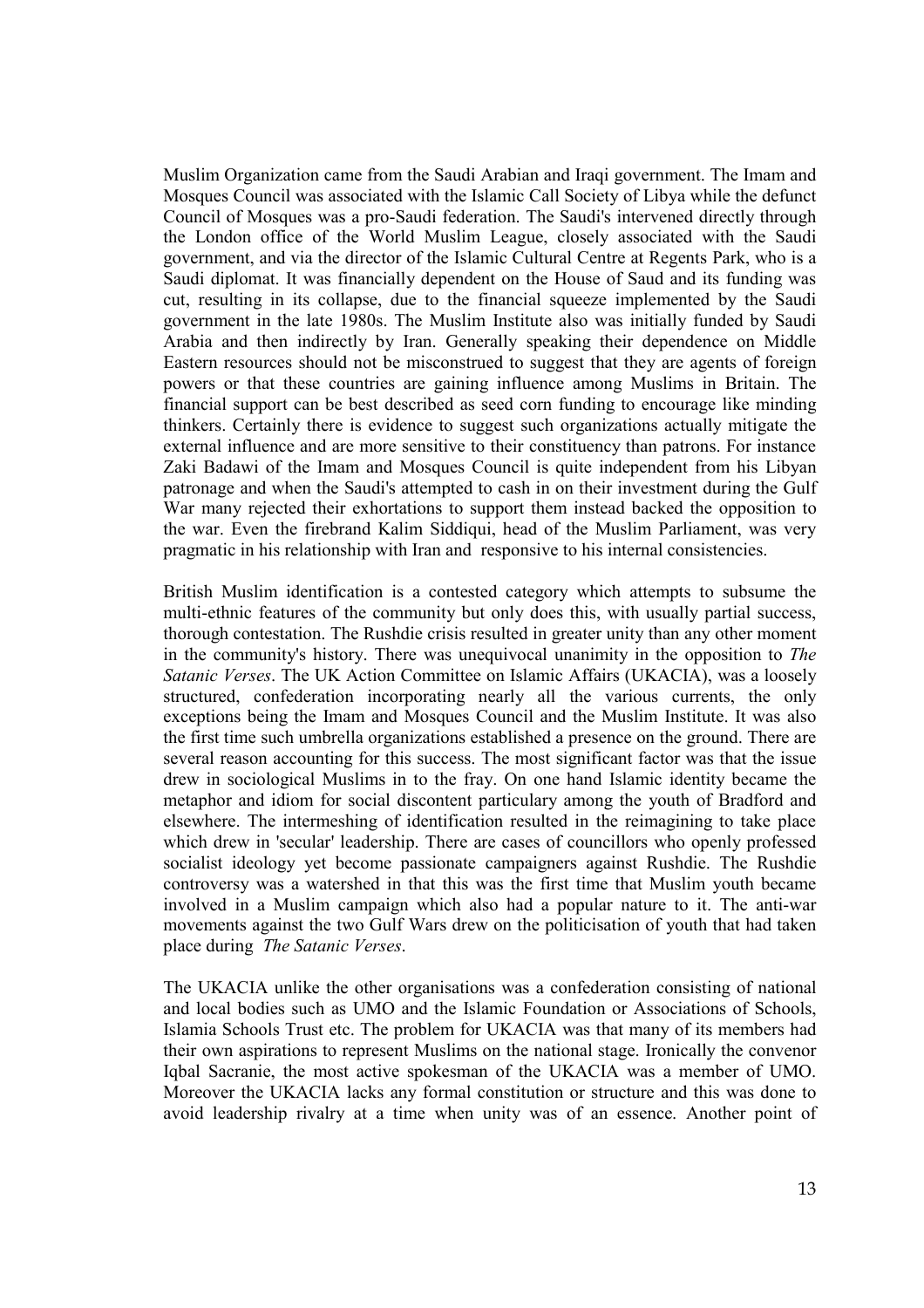Muslim Organization came from the Saudi Arabian and Iraqi government. The Imam and Mosques Council was associated with the Islamic Call Society of Libya while the defunct Council of Mosques was a pro-Saudi federation. The Saudi's intervened directly through the London office of the World Muslim League, closely associated with the Saudi government, and via the director of the Islamic Cultural Centre at Regents Park, who is a Saudi diplomat. It was financially dependent on the House of Saud and its funding was cut, resulting in its collapse, due to the financial squeeze implemented by the Saudi government in the late 1980s. The Muslim Institute also was initially funded by Saudi Arabia and then indirectly by Iran. Generally speaking their dependence on Middle Eastern resources should not be misconstrued to suggest that they are agents of foreign powers or that these countries are gaining influence among Muslims in Britain. The financial support can be best described as seed corn funding to encourage like minding thinkers. Certainly there is evidence to suggest such organizations actually mitigate the external influence and are more sensitive to their constituency than patrons. For instance Zaki Badawi of the Imam and Mosques Council is quite independent from his Libyan patronage and when the Saudi's attempted to cash in on their investment during the Gulf War many rejected their exhortations to support them instead backed the opposition to the war. Even the firebrand Kalim Siddiqui, head of the Muslim Parliament, was very pragmatic in his relationship with Iran and responsive to his internal consistencies.

British Muslim identification is a contested category which attempts to subsume the multi-ethnic features of the community but only does this, with usually partial success, thorough contestation. The Rushdie crisis resulted in greater unity than any other moment in the community's history. There was unequivocal unanimity in the opposition to *The Satanic Verses*. The UK Action Committee on Islamic Affairs (UKACIA), was a loosely structured, confederation incorporating nearly all the various currents, the only exceptions being the Imam and Mosques Council and the Muslim Institute. It was also the first time such umbrella organizations established a presence on the ground. There are several reason accounting for this success. The most significant factor was that the issue drew in sociological Muslims in to the fray. On one hand Islamic identity became the metaphor and idiom for social discontent particulary among the youth of Bradford and elsewhere. The intermeshing of identification resulted in the reimagining to take place which drew in 'secular' leadership. There are cases of councillors who openly professed socialist ideology yet become passionate campaigners against Rushdie. The Rushdie controversy was a watershed in that this was the first time that Muslim youth became involved in a Muslim campaign which also had a popular nature to it. The anti-war movements against the two Gulf Wars drew on the politicisation of youth that had taken place during *The Satanic Verses*.

The UKACIA unlike the other organisations was a confederation consisting of national and local bodies such as UMO and the Islamic Foundation or Associations of Schools, Islamia Schools Trust etc. The problem for UKACIA was that many of its members had their own aspirations to represent Muslims on the national stage. Ironically the convenor Iqbal Sacranie, the most active spokesman of the UKACIA was a member of UMO. Moreover the UKACIA lacks any formal constitution or structure and this was done to avoid leadership rivalry at a time when unity was of an essence. Another point of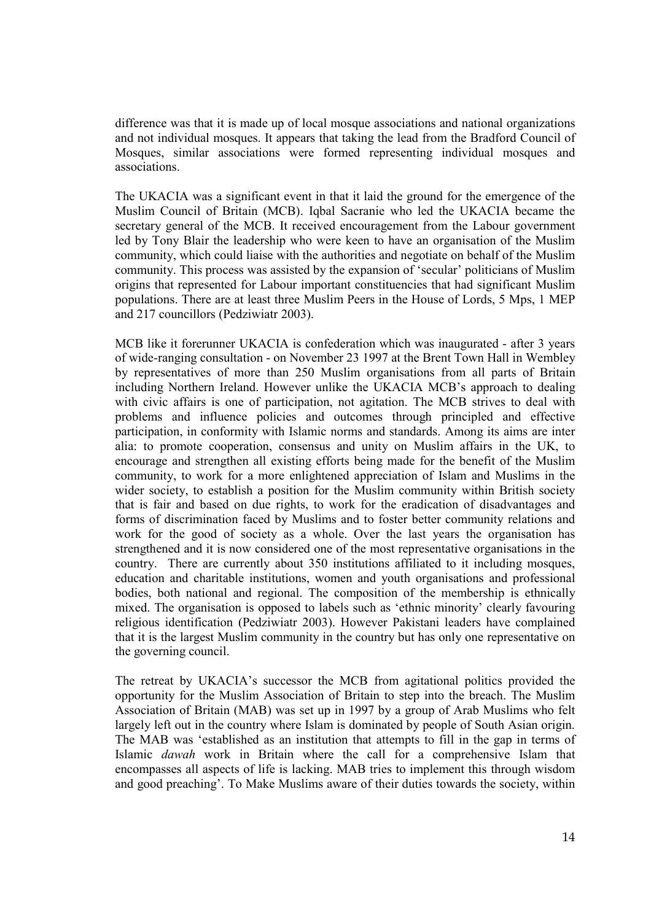difference was that it is made up of local mosque associations and national organizations and not individual mosques. It appears that taking the lead from the Bradford Council of Mosques, similar associations were formed representing individual mosques and associations.

The UKACIA was a significant event in that it laid the ground for the emergence of the Muslim Council of Britain (MCB). Iqbal Sacranie who led the UKACIA became the secretary general of the MCB. It received encouragement from the Labour government led by Tony Blair the leadership who were keen to have an organisation of the Muslim community, which could liaise with the authorities and negotiate on behalf of the Muslim community. This process was assisted by the expansion of 'secular' politicians of Muslim origins that represented for Labour important constituencies that had significant Muslim populations. There are at least three Muslim Peers in the House of Lords, 5 Mps, 1 MEP and 217 councillors (Pedziwiatr 2003).

MCB like it forerunner UKACIA is confederation which was inaugurated - after 3 years of wide-ranging consultation - on November 23 1997 at the Brent Town Hall in Wembley by representatives of more than 250 Muslim organisations from all parts of Britain including Northern Ireland. However unlike the UKACIA MCB's approach to dealing with civic affairs is one of participation, not agitation. The MCB strives to deal with problems and influence policies and outcomes through principled and effective participation, in conformity with Islamic norms and standards. Among its aims are inter alia: to promote cooperation, consensus and unity on Muslim affairs in the UK, to encourage and strengthen all existing efforts being made for the benefit of the Muslim community, to work for a more enlightened appreciation of Islam and Muslims in the wider society, to establish a position for the Muslim community within British society that is fair and based on due rights, to work for the eradication of disadvantages and forms of discrimination faced by Muslims and to foster better community relations and work for the good of society as a whole. Over the last years the organisation has strengthened and it is now considered one of the most representative organisations in the country. There are currently about 350 institutions affiliated to it including mosques, education and charitable institutions, women and youth organisations and professional bodies, both national and regional. The composition of the membership is ethnically mixed. The organisation is opposed to labels such as 'ethnic minority' clearly favouring religious identification (Pedziwiatr 2003). However Pakistani leaders have complained that it is the largest Muslim community in the country but has only one representative on the governing council.

The retreat by UKACIA's successor the MCB from agitational politics provided the opportunity for the Muslim Association of Britain to step into the breach. The Muslim Association of Britain (MAB) was set up in 1997 by a group of Arab Muslims who felt largely left out in the country where Islam is dominated by people of South Asian origin. The MAB was 'established as an institution that attempts to fill in the gap in terms of Islamic *dawah* work in Britain where the call for a comprehensive Islam that encompasses all aspects of life is lacking. MAB tries to implement this through wisdom and good preaching'. To Make Muslims aware of their duties towards the society, within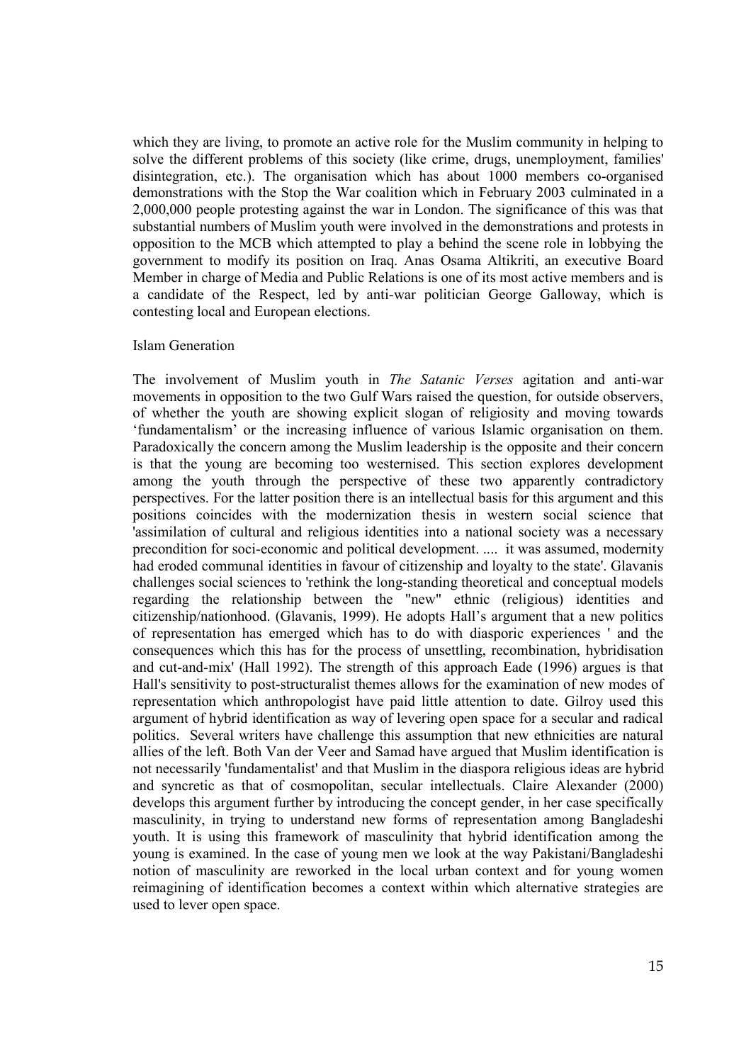which they are living, to promote an active role for the Muslim community in helping to solve the different problems of this society (like crime, drugs, unemployment, families' disintegration, etc.). The organisation which has about 1000 members co-organised demonstrations with the Stop the War coalition which in February 2003 culminated in a 2,000,000 people protesting against the war in London. The significance of this was that substantial numbers of Muslim youth were involved in the demonstrations and protests in opposition to the MCB which attempted to play a behind the scene role in lobbying the government to modify its position on Iraq. Anas Osama Altikriti, an executive Board Member in charge of Media and Public Relations is one of its most active members and is a candidate of the Respect, led by anti-war politician George Galloway, which is contesting local and European elections.

## Islam Generation

The involvement of Muslim youth in *The Satanic Verses* agitation and anti-war movements in opposition to the two Gulf Wars raised the question, for outside observers, of whether the youth are showing explicit slogan of religiosity and moving towards 'fundamentalism' or the increasing influence of various Islamic organisation on them. Paradoxically the concern among the Muslim leadership is the opposite and their concern is that the young are becoming too westernised. This section explores development among the youth through the perspective of these two apparently contradictory perspectives. For the latter position there is an intellectual basis for this argument and this positions coincides with the modernization thesis in western social science that 'assimilation of cultural and religious identities into a national society was a necessary precondition for soci-economic and political development. .... it was assumed, modernity had eroded communal identities in favour of citizenship and loyalty to the state'. Glavanis challenges social sciences to 'rethink the long-standing theoretical and conceptual models regarding the relationship between the "new" ethnic (religious) identities and citizenship/nationhood. (Glavanis, 1999). He adopts Hall's argument that a new politics of representation has emerged which has to do with diasporic experiences ' and the consequences which this has for the process of unsettling, recombination, hybridisation and cut-and-mix' (Hall 1992). The strength of this approach Eade (1996) argues is that Hall's sensitivity to post-structuralist themes allows for the examination of new modes of representation which anthropologist have paid little attention to date. Gilroy used this argument of hybrid identification as way of levering open space for a secular and radical politics. Several writers have challenge this assumption that new ethnicities are natural allies of the left. Both Van der Veer and Samad have argued that Muslim identification is not necessarily 'fundamentalist' and that Muslim in the diaspora religious ideas are hybrid and syncretic as that of cosmopolitan, secular intellectuals. Claire Alexander (2000) develops this argument further by introducing the concept gender, in her case specifically masculinity, in trying to understand new forms of representation among Bangladeshi youth. It is using this framework of masculinity that hybrid identification among the young is examined. In the case of young men we look at the way Pakistani/Bangladeshi notion of masculinity are reworked in the local urban context and for young women reimagining of identification becomes a context within which alternative strategies are used to lever open space.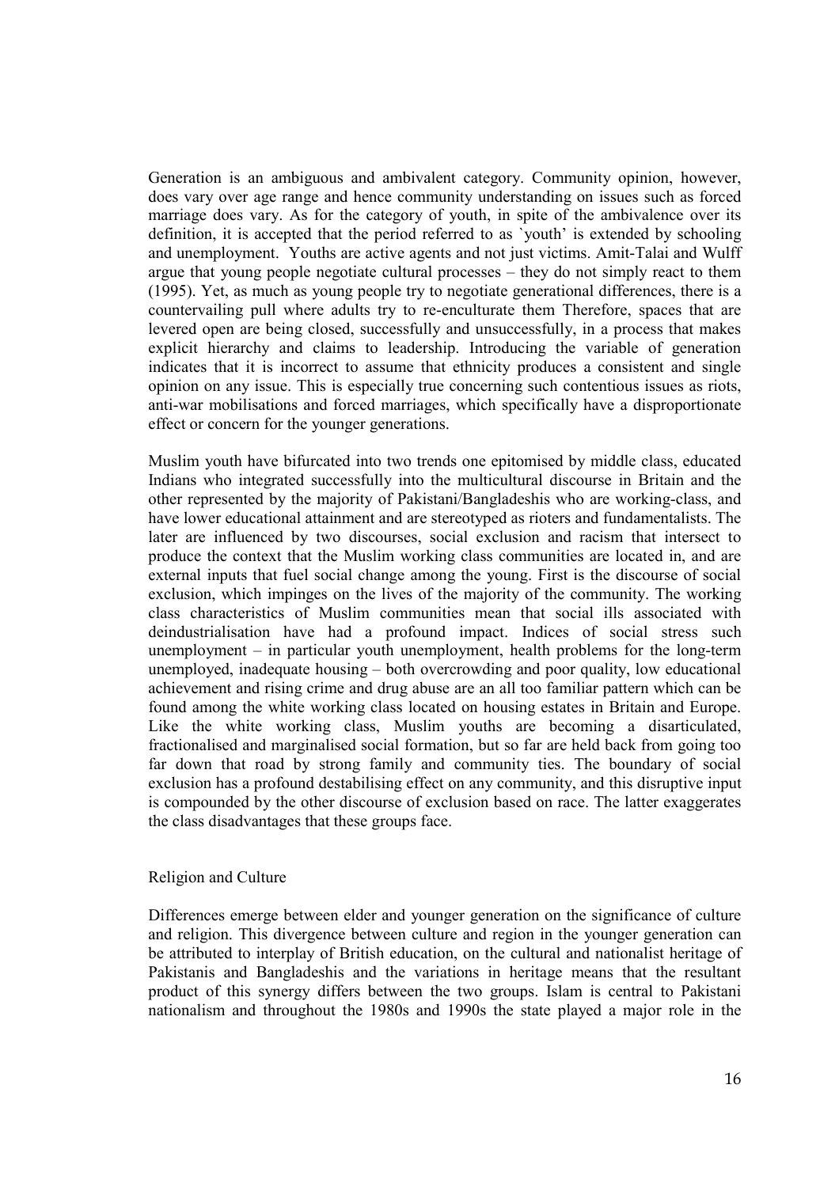Generation is an ambiguous and ambivalent category. Community opinion, however, does vary over age range and hence community understanding on issues such as forced marriage does vary. As for the category of youth, in spite of the ambivalence over its definition, it is accepted that the period referred to as `youth' is extended by schooling and unemployment. Youths are active agents and not just victims. Amit-Talai and Wulff argue that young people negotiate cultural processes – they do not simply react to them (1995). Yet, as much as young people try to negotiate generational differences, there is a countervailing pull where adults try to re-enculturate them Therefore, spaces that are levered open are being closed, successfully and unsuccessfully, in a process that makes explicit hierarchy and claims to leadership. Introducing the variable of generation indicates that it is incorrect to assume that ethnicity produces a consistent and single opinion on any issue. This is especially true concerning such contentious issues as riots, anti-war mobilisations and forced marriages, which specifically have a disproportionate effect or concern for the younger generations.

Muslim youth have bifurcated into two trends one epitomised by middle class, educated Indians who integrated successfully into the multicultural discourse in Britain and the other represented by the majority of Pakistani/Bangladeshis who are working-class, and have lower educational attainment and are stereotyped as rioters and fundamentalists. The later are influenced by two discourses, social exclusion and racism that intersect to produce the context that the Muslim working class communities are located in, and are external inputs that fuel social change among the young. First is the discourse of social exclusion, which impinges on the lives of the majority of the community. The working class characteristics of Muslim communities mean that social ills associated with deindustrialisation have had a profound impact. Indices of social stress such unemployment – in particular youth unemployment, health problems for the long-term unemployed, inadequate housing – both overcrowding and poor quality, low educational achievement and rising crime and drug abuse are an all too familiar pattern which can be found among the white working class located on housing estates in Britain and Europe. Like the white working class, Muslim youths are becoming a disarticulated, fractionalised and marginalised social formation, but so far are held back from going too far down that road by strong family and community ties. The boundary of social exclusion has a profound destabilising effect on any community, and this disruptive input is compounded by the other discourse of exclusion based on race. The latter exaggerates the class disadvantages that these groups face.

## Religion and Culture

Differences emerge between elder and younger generation on the significance of culture and religion. This divergence between culture and region in the younger generation can be attributed to interplay of British education, on the cultural and nationalist heritage of Pakistanis and Bangladeshis and the variations in heritage means that the resultant product of this synergy differs between the two groups. Islam is central to Pakistani nationalism and throughout the 1980s and 1990s the state played a major role in the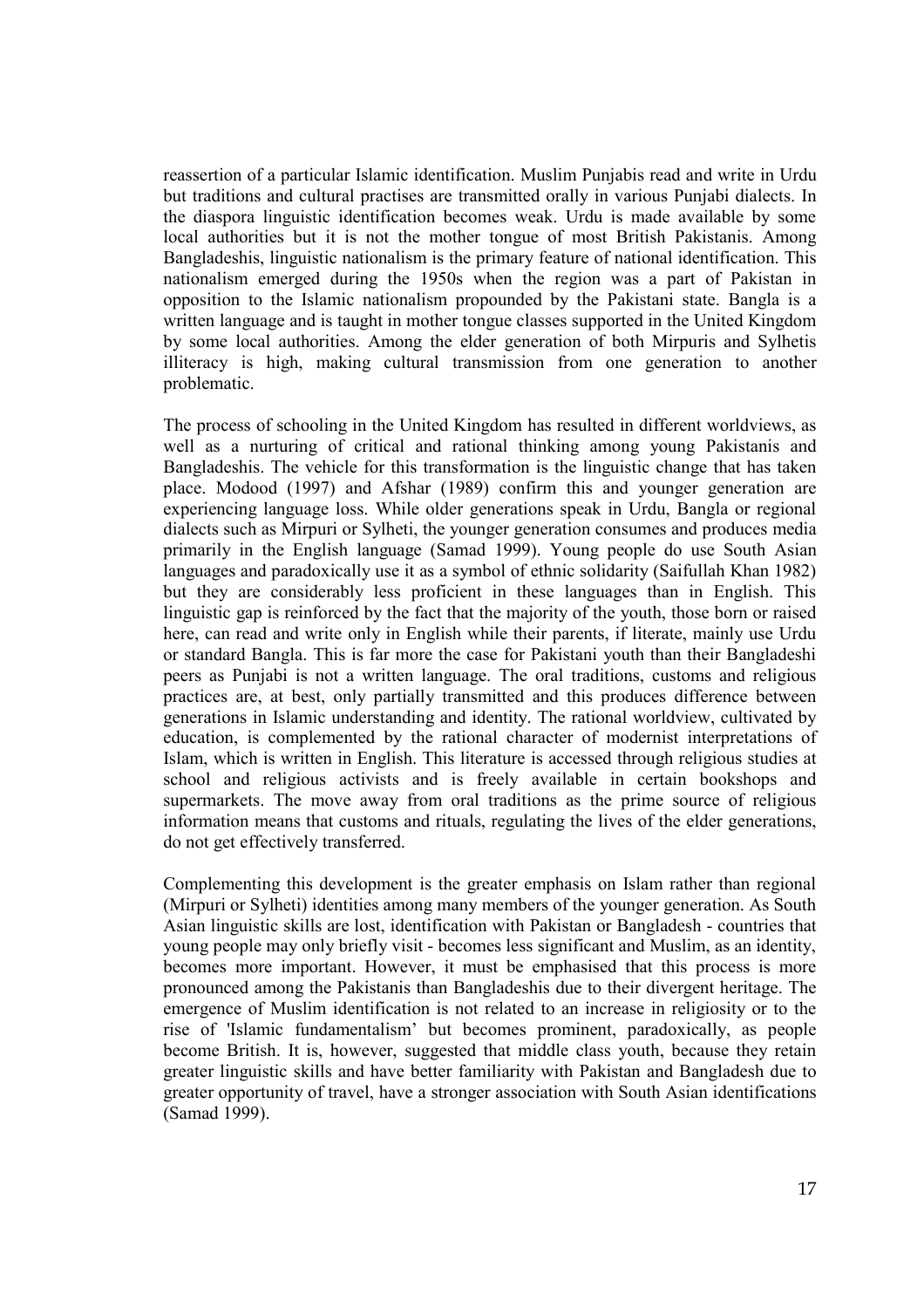reassertion of a particular Islamic identification. Muslim Punjabis read and write in Urdu but traditions and cultural practises are transmitted orally in various Punjabi dialects. In the diaspora linguistic identification becomes weak. Urdu is made available by some local authorities but it is not the mother tongue of most British Pakistanis. Among Bangladeshis, linguistic nationalism is the primary feature of national identification. This nationalism emerged during the 1950s when the region was a part of Pakistan in opposition to the Islamic nationalism propounded by the Pakistani state. Bangla is a written language and is taught in mother tongue classes supported in the United Kingdom by some local authorities. Among the elder generation of both Mirpuris and Sylhetis illiteracy is high, making cultural transmission from one generation to another problematic.

The process of schooling in the United Kingdom has resulted in different worldviews, as well as a nurturing of critical and rational thinking among young Pakistanis and Bangladeshis. The vehicle for this transformation is the linguistic change that has taken place. Modood (1997) and Afshar (1989) confirm this and younger generation are experiencing language loss. While older generations speak in Urdu, Bangla or regional dialects such as Mirpuri or Sylheti, the younger generation consumes and produces media primarily in the English language (Samad 1999). Young people do use South Asian languages and paradoxically use it as a symbol of ethnic solidarity (Saifullah Khan 1982) but they are considerably less proficient in these languages than in English. This linguistic gap is reinforced by the fact that the majority of the youth, those born or raised here, can read and write only in English while their parents, if literate, mainly use Urdu or standard Bangla. This is far more the case for Pakistani youth than their Bangladeshi peers as Punjabi is not a written language. The oral traditions, customs and religious practices are, at best, only partially transmitted and this produces difference between generations in Islamic understanding and identity. The rational worldview, cultivated by education, is complemented by the rational character of modernist interpretations of Islam, which is written in English. This literature is accessed through religious studies at school and religious activists and is freely available in certain bookshops and supermarkets. The move away from oral traditions as the prime source of religious information means that customs and rituals, regulating the lives of the elder generations, do not get effectively transferred.

Complementing this development is the greater emphasis on Islam rather than regional (Mirpuri or Sylheti) identities among many members of the younger generation. As South Asian linguistic skills are lost, identification with Pakistan or Bangladesh - countries that young people may only briefly visit - becomes less significant and Muslim, as an identity, becomes more important. However, it must be emphasised that this process is more pronounced among the Pakistanis than Bangladeshis due to their divergent heritage. The emergence of Muslim identification is not related to an increase in religiosity or to the rise of 'Islamic fundamentalism' but becomes prominent, paradoxically, as people become British. It is, however, suggested that middle class youth, because they retain greater linguistic skills and have better familiarity with Pakistan and Bangladesh due to greater opportunity of travel, have a stronger association with South Asian identifications (Samad 1999).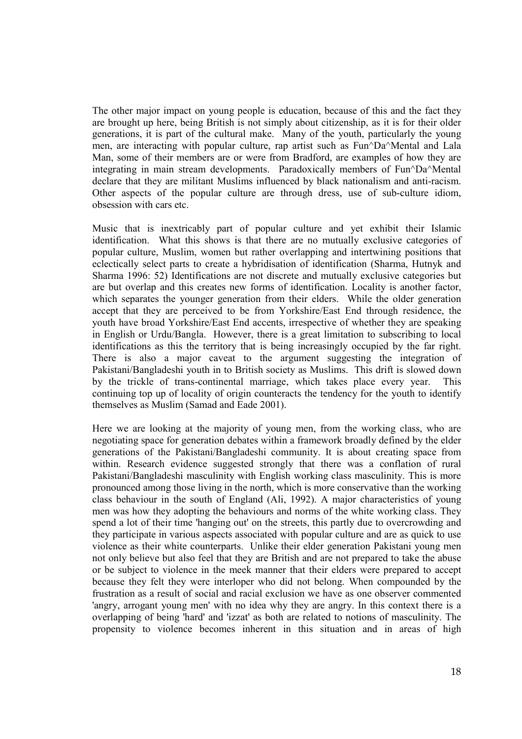The other major impact on young people is education, because of this and the fact they are brought up here, being British is not simply about citizenship, as it is for their older generations, it is part of the cultural make. Many of the youth, particularly the young men, are interacting with popular culture, rap artist such as Fun^Da^Mental and Lala Man, some of their members are or were from Bradford, are examples of how they are integrating in main stream developments. Paradoxically members of Fun^Da^Mental declare that they are militant Muslims influenced by black nationalism and anti-racism. Other aspects of the popular culture are through dress, use of sub-culture idiom, obsession with cars etc.

Music that is inextricably part of popular culture and yet exhibit their Islamic identification. What this shows is that there are no mutually exclusive categories of popular culture, Muslim, women but rather overlapping and intertwining positions that eclectically select parts to create a hybridisation of identification (Sharma, Hutnyk and Sharma 1996: 52) Identifications are not discrete and mutually exclusive categories but are but overlap and this creates new forms of identification. Locality is another factor, which separates the younger generation from their elders. While the older generation accept that they are perceived to be from Yorkshire/East End through residence, the youth have broad Yorkshire/East End accents, irrespective of whether they are speaking in English or Urdu/Bangla. However, there is a great limitation to subscribing to local identifications as this the territory that is being increasingly occupied by the far right. There is also a major caveat to the argument suggesting the integration of Pakistani/Bangladeshi youth in to British society as Muslims. This drift is slowed down by the trickle of trans-continental marriage, which takes place every year. This continuing top up of locality of origin counteracts the tendency for the youth to identify themselves as Muslim (Samad and Eade 2001).

Here we are looking at the majority of young men, from the working class, who are negotiating space for generation debates within a framework broadly defined by the elder generations of the Pakistani/Bangladeshi community. It is about creating space from within. Research evidence suggested strongly that there was a conflation of rural Pakistani/Bangladeshi masculinity with English working class masculinity. This is more pronounced among those living in the north, which is more conservative than the working class behaviour in the south of England (Ali, 1992). A major characteristics of young men was how they adopting the behaviours and norms of the white working class. They spend a lot of their time 'hanging out' on the streets, this partly due to overcrowding and they participate in various aspects associated with popular culture and are as quick to use violence as their white counterparts. Unlike their elder generation Pakistani young men not only believe but also feel that they are British and are not prepared to take the abuse or be subject to violence in the meek manner that their elders were prepared to accept because they felt they were interloper who did not belong. When compounded by the frustration as a result of social and racial exclusion we have as one observer commented 'angry, arrogant young men' with no idea why they are angry. In this context there is a overlapping of being 'hard' and 'izzat' as both are related to notions of masculinity. The propensity to violence becomes inherent in this situation and in areas of high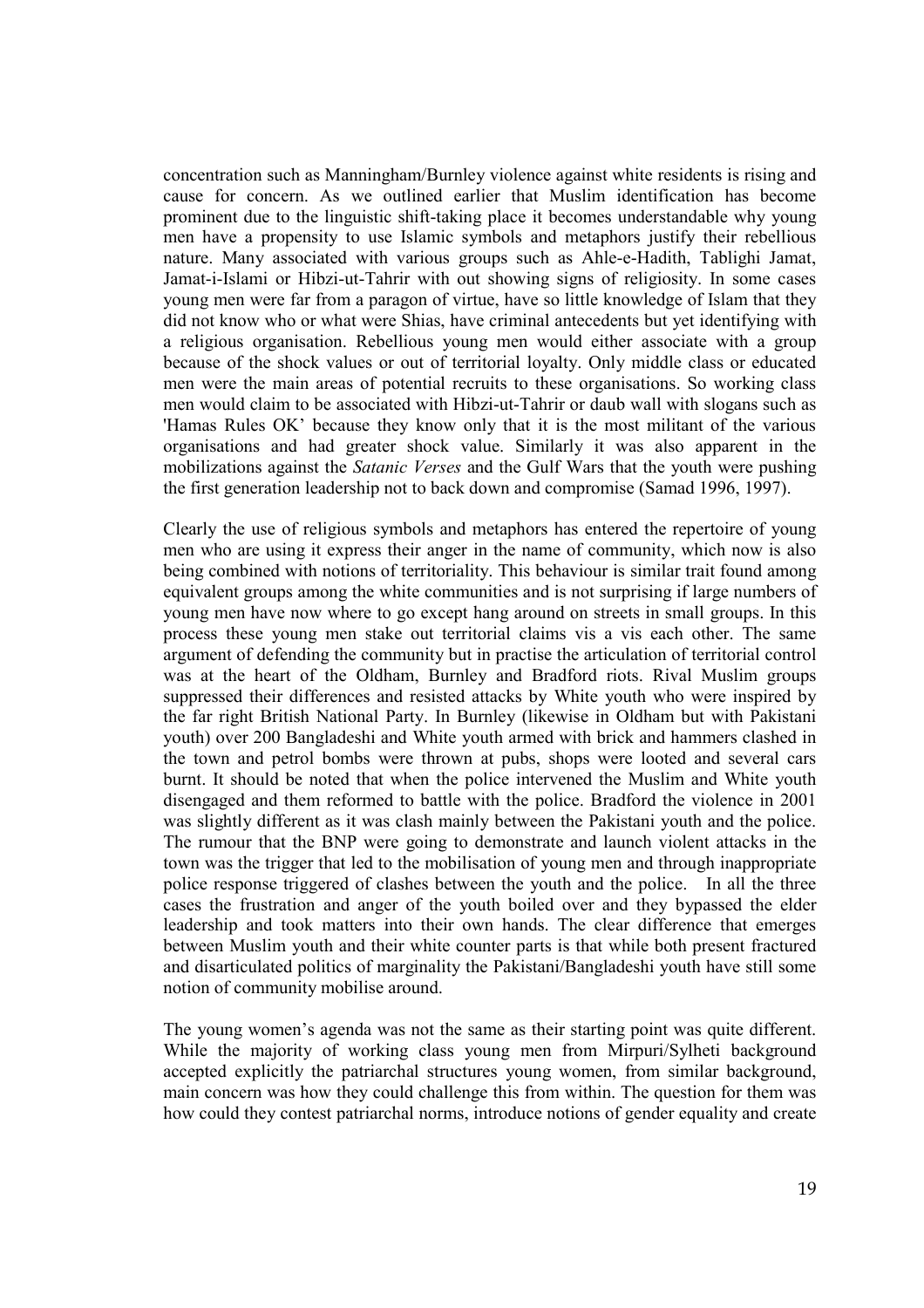concentration such as Manningham/Burnley violence against white residents is rising and cause for concern. As we outlined earlier that Muslim identification has become prominent due to the linguistic shift-taking place it becomes understandable why young men have a propensity to use Islamic symbols and metaphors justify their rebellious nature. Many associated with various groups such as Ahle-e-Hadith, Tablighi Jamat, Jamat-i-Islami or Hibzi-ut-Tahrir with out showing signs of religiosity. In some cases young men were far from a paragon of virtue, have so little knowledge of Islam that they did not know who or what were Shias, have criminal antecedents but yet identifying with a religious organisation. Rebellious young men would either associate with a group because of the shock values or out of territorial loyalty. Only middle class or educated men were the main areas of potential recruits to these organisations. So working class men would claim to be associated with Hibzi-ut-Tahrir or daub wall with slogans such as 'Hamas Rules OK' because they know only that it is the most militant of the various organisations and had greater shock value. Similarly it was also apparent in the mobilizations against the *Satanic Verses* and the Gulf Wars that the youth were pushing the first generation leadership not to back down and compromise (Samad 1996, 1997).

Clearly the use of religious symbols and metaphors has entered the repertoire of young men who are using it express their anger in the name of community, which now is also being combined with notions of territoriality. This behaviour is similar trait found among equivalent groups among the white communities and is not surprising if large numbers of young men have now where to go except hang around on streets in small groups. In this process these young men stake out territorial claims vis a vis each other. The same argument of defending the community but in practise the articulation of territorial control was at the heart of the Oldham, Burnley and Bradford riots. Rival Muslim groups suppressed their differences and resisted attacks by White youth who were inspired by the far right British National Party. In Burnley (likewise in Oldham but with Pakistani youth) over 200 Bangladeshi and White youth armed with brick and hammers clashed in the town and petrol bombs were thrown at pubs, shops were looted and several cars burnt. It should be noted that when the police intervened the Muslim and White youth disengaged and them reformed to battle with the police. Bradford the violence in 2001 was slightly different as it was clash mainly between the Pakistani youth and the police. The rumour that the BNP were going to demonstrate and launch violent attacks in the town was the trigger that led to the mobilisation of young men and through inappropriate police response triggered of clashes between the youth and the police. In all the three cases the frustration and anger of the youth boiled over and they bypassed the elder leadership and took matters into their own hands. The clear difference that emerges between Muslim youth and their white counter parts is that while both present fractured and disarticulated politics of marginality the Pakistani/Bangladeshi youth have still some notion of community mobilise around.

The young women's agenda was not the same as their starting point was quite different. While the majority of working class young men from Mirpuri/Sylheti background accepted explicitly the patriarchal structures young women, from similar background, main concern was how they could challenge this from within. The question for them was how could they contest patriarchal norms, introduce notions of gender equality and create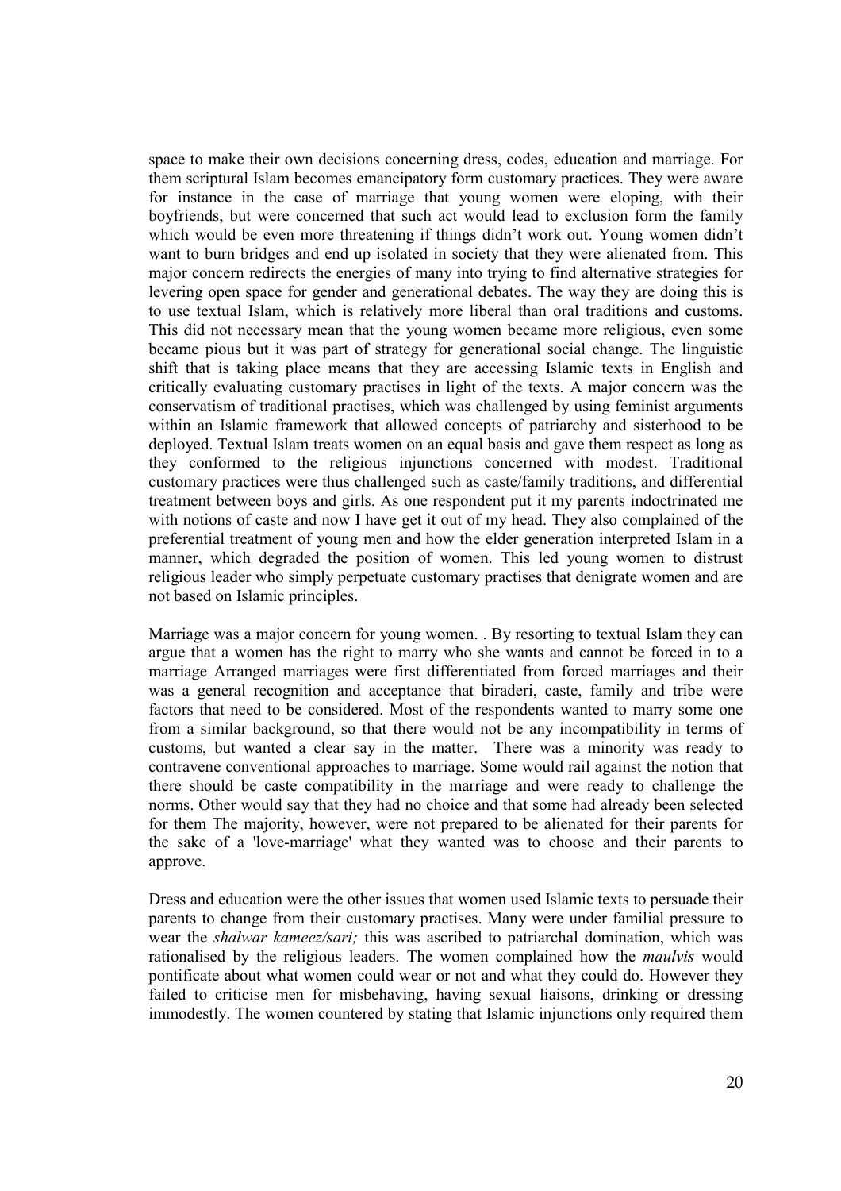space to make their own decisions concerning dress, codes, education and marriage. For them scriptural Islam becomes emancipatory form customary practices. They were aware for instance in the case of marriage that young women were eloping, with their boyfriends, but were concerned that such act would lead to exclusion form the family which would be even more threatening if things didn't work out. Young women didn't want to burn bridges and end up isolated in society that they were alienated from. This major concern redirects the energies of many into trying to find alternative strategies for levering open space for gender and generational debates. The way they are doing this is to use textual Islam, which is relatively more liberal than oral traditions and customs. This did not necessary mean that the young women became more religious, even some became pious but it was part of strategy for generational social change. The linguistic shift that is taking place means that they are accessing Islamic texts in English and critically evaluating customary practises in light of the texts. A major concern was the conservatism of traditional practises, which was challenged by using feminist arguments within an Islamic framework that allowed concepts of patriarchy and sisterhood to be deployed. Textual Islam treats women on an equal basis and gave them respect as long as they conformed to the religious injunctions concerned with modest. Traditional customary practices were thus challenged such as caste/family traditions, and differential treatment between boys and girls. As one respondent put it my parents indoctrinated me with notions of caste and now I have get it out of my head. They also complained of the preferential treatment of young men and how the elder generation interpreted Islam in a manner, which degraded the position of women. This led young women to distrust religious leader who simply perpetuate customary practises that denigrate women and are not based on Islamic principles.

Marriage was a major concern for young women. . By resorting to textual Islam they can argue that a women has the right to marry who she wants and cannot be forced in to a marriage Arranged marriages were first differentiated from forced marriages and their was a general recognition and acceptance that biraderi, caste, family and tribe were factors that need to be considered. Most of the respondents wanted to marry some one from a similar background, so that there would not be any incompatibility in terms of customs, but wanted a clear say in the matter. There was a minority was ready to contravene conventional approaches to marriage. Some would rail against the notion that there should be caste compatibility in the marriage and were ready to challenge the norms. Other would say that they had no choice and that some had already been selected for them The majority, however, were not prepared to be alienated for their parents for the sake of a 'love-marriage' what they wanted was to choose and their parents to approve.

Dress and education were the other issues that women used Islamic texts to persuade their parents to change from their customary practises. Many were under familial pressure to wear the *shalwar kameez/sari;* this was ascribed to patriarchal domination, which was rationalised by the religious leaders. The women complained how the *maulvis* would pontificate about what women could wear or not and what they could do. However they failed to criticise men for misbehaving, having sexual liaisons, drinking or dressing immodestly. The women countered by stating that Islamic injunctions only required them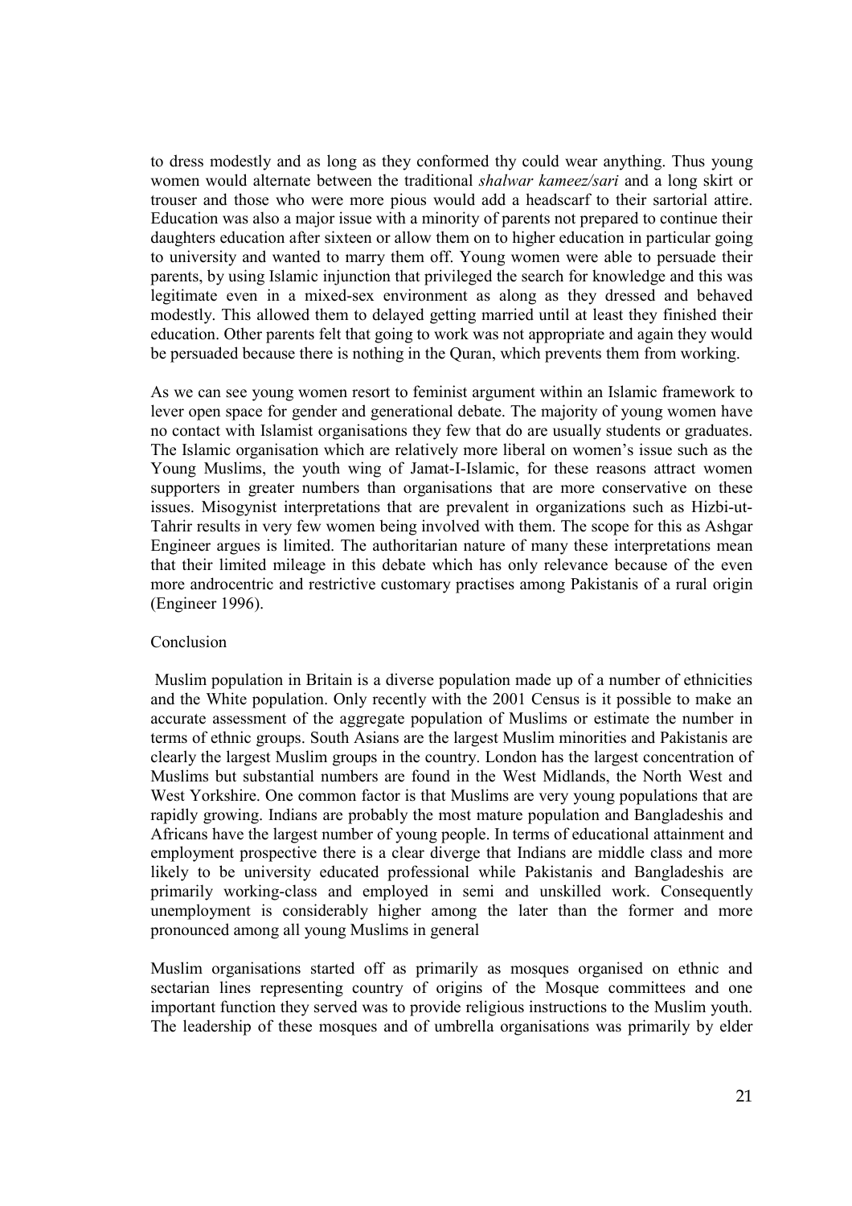to dress modestly and as long as they conformed thy could wear anything. Thus young women would alternate between the traditional *shalwar kameez/sari* and a long skirt or trouser and those who were more pious would add a headscarf to their sartorial attire. Education was also a major issue with a minority of parents not prepared to continue their daughters education after sixteen or allow them on to higher education in particular going to university and wanted to marry them off. Young women were able to persuade their parents, by using Islamic injunction that privileged the search for knowledge and this was legitimate even in a mixed-sex environment as along as they dressed and behaved modestly. This allowed them to delayed getting married until at least they finished their education. Other parents felt that going to work was not appropriate and again they would be persuaded because there is nothing in the Quran, which prevents them from working.

As we can see young women resort to feminist argument within an Islamic framework to lever open space for gender and generational debate. The majority of young women have no contact with Islamist organisations they few that do are usually students or graduates. The Islamic organisation which are relatively more liberal on women's issue such as the Young Muslims, the youth wing of Jamat-I-Islamic, for these reasons attract women supporters in greater numbers than organisations that are more conservative on these issues. Misogynist interpretations that are prevalent in organizations such as Hizbi-ut-Tahrir results in very few women being involved with them. The scope for this as Ashgar Engineer argues is limited. The authoritarian nature of many these interpretations mean that their limited mileage in this debate which has only relevance because of the even more androcentric and restrictive customary practises among Pakistanis of a rural origin (Engineer 1996).

## Conclusion

Muslim population in Britain is a diverse population made up of a number of ethnicities and the White population. Only recently with the 2001 Census is it possible to make an accurate assessment of the aggregate population of Muslims or estimate the number in terms of ethnic groups. South Asians are the largest Muslim minorities and Pakistanis are clearly the largest Muslim groups in the country. London has the largest concentration of Muslims but substantial numbers are found in the West Midlands, the North West and West Yorkshire. One common factor is that Muslims are very young populations that are rapidly growing. Indians are probably the most mature population and Bangladeshis and Africans have the largest number of young people. In terms of educational attainment and employment prospective there is a clear diverge that Indians are middle class and more likely to be university educated professional while Pakistanis and Bangladeshis are primarily working-class and employed in semi and unskilled work. Consequently unemployment is considerably higher among the later than the former and more pronounced among all young Muslims in general

Muslim organisations started off as primarily as mosques organised on ethnic and sectarian lines representing country of origins of the Mosque committees and one important function they served was to provide religious instructions to the Muslim youth. The leadership of these mosques and of umbrella organisations was primarily by elder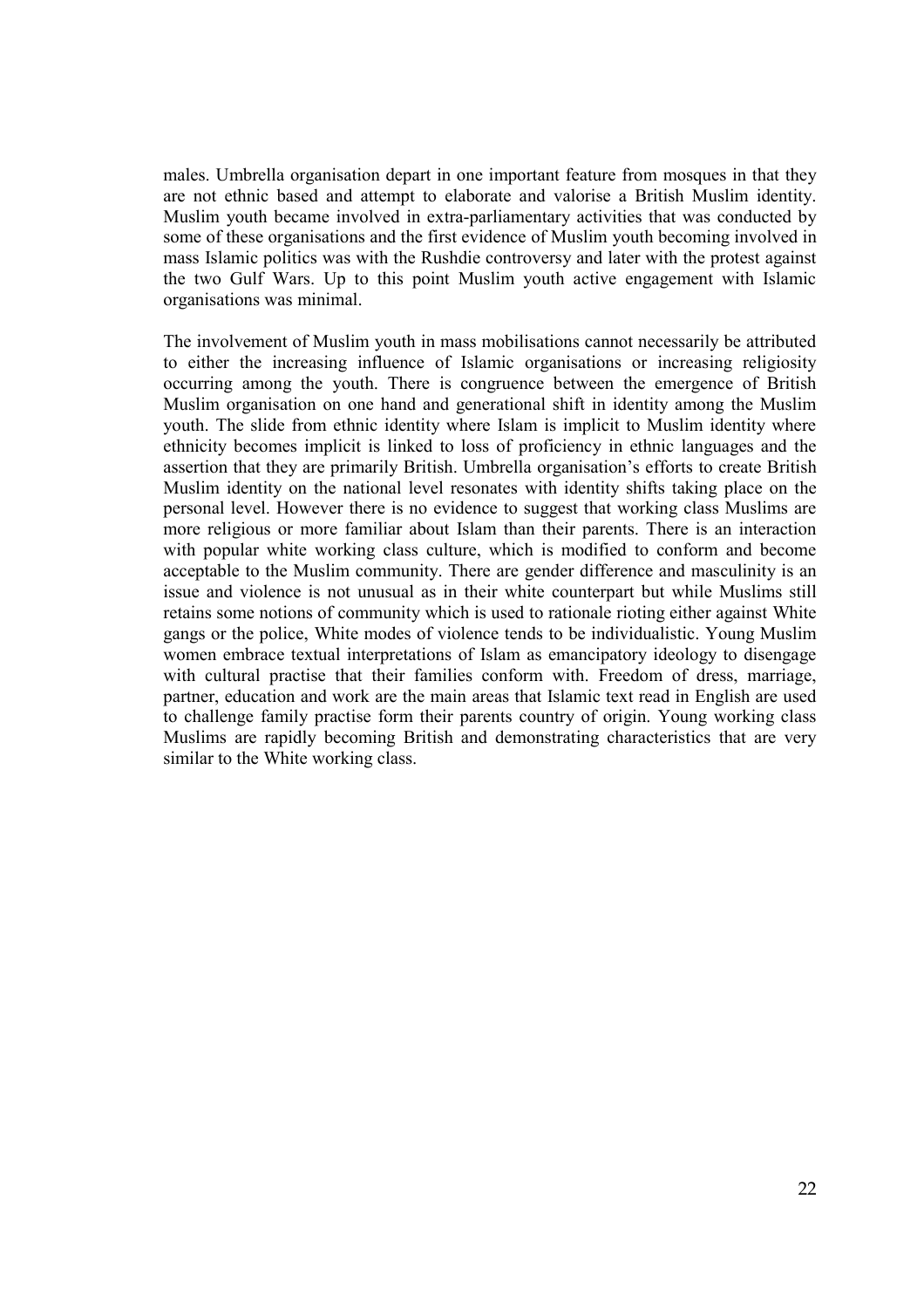males. Umbrella organisation depart in one important feature from mosques in that they are not ethnic based and attempt to elaborate and valorise a British Muslim identity. Muslim youth became involved in extra-parliamentary activities that was conducted by some of these organisations and the first evidence of Muslim youth becoming involved in mass Islamic politics was with the Rushdie controversy and later with the protest against the two Gulf Wars. Up to this point Muslim youth active engagement with Islamic organisations was minimal.

The involvement of Muslim youth in mass mobilisations cannot necessarily be attributed to either the increasing influence of Islamic organisations or increasing religiosity occurring among the youth. There is congruence between the emergence of British Muslim organisation on one hand and generational shift in identity among the Muslim youth. The slide from ethnic identity where Islam is implicit to Muslim identity where ethnicity becomes implicit is linked to loss of proficiency in ethnic languages and the assertion that they are primarily British. Umbrella organisation's efforts to create British Muslim identity on the national level resonates with identity shifts taking place on the personal level. However there is no evidence to suggest that working class Muslims are more religious or more familiar about Islam than their parents. There is an interaction with popular white working class culture, which is modified to conform and become acceptable to the Muslim community. There are gender difference and masculinity is an issue and violence is not unusual as in their white counterpart but while Muslims still retains some notions of community which is used to rationale rioting either against White gangs or the police, White modes of violence tends to be individualistic. Young Muslim women embrace textual interpretations of Islam as emancipatory ideology to disengage with cultural practise that their families conform with. Freedom of dress, marriage, partner, education and work are the main areas that Islamic text read in English are used to challenge family practise form their parents country of origin. Young working class Muslims are rapidly becoming British and demonstrating characteristics that are very similar to the White working class.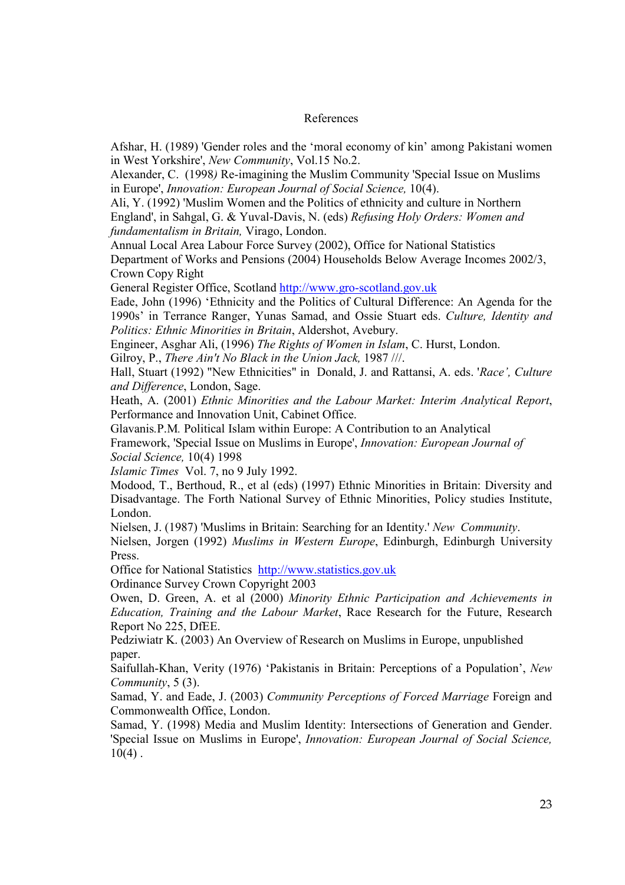# References

Afshar, H. (1989) 'Gender roles and the 'moral economy of kin' among Pakistani women in West Yorkshire', *New Community*, Vol.15 No.2.

Alexander, C. (1998*)* Re-imagining the Muslim Community 'Special Issue on Muslims in Europe', *Innovation: European Journal of Social Science,* 10(4).

Ali, Y. (1992) 'Muslim Women and the Politics of ethnicity and culture in Northern England', in Sahgal, G. & Yuval-Davis, N. (eds) *Refusing Holy Orders: Women and fundamentalism in Britain,* Virago, London.

Annual Local Area Labour Force Survey (2002), Office for National Statistics

Department of Works and Pensions (2004) Households Below Average Incomes 2002/3, Crown Copy Right

General Register Office, Scotland http://www.gro-scotland.gov.uk

Eade, John (1996) 'Ethnicity and the Politics of Cultural Difference: An Agenda for the 1990s' in Terrance Ranger, Yunas Samad, and Ossie Stuart eds. *Culture, Identity and Politics: Ethnic Minorities in Britain*, Aldershot, Avebury.

Engineer, Asghar Ali, (1996) *The Rights of Women in Islam*, C. Hurst, London.

Gilroy, P., *There Ain't No Black in the Union Jack,* 1987 ///.

Hall, Stuart (1992) "New Ethnicities" in Donald, J. and Rattansi, A. eds. '*Race', Culture and Difference*, London, Sage.

Heath, A. (2001) *Ethnic Minorities and the Labour Market: Interim Analytical Report*, Performance and Innovation Unit, Cabinet Office.

Glavanis.P.M*.* Political Islam within Europe: A Contribution to an Analytical Framework, 'Special Issue on Muslims in Europe', *Innovation: European Journal of Social Science,* 10(4) 1998

*Islamic Times* Vol. 7, no 9 July 1992.

Modood, T., Berthoud, R., et al (eds) (1997) Ethnic Minorities in Britain: Diversity and Disadvantage. The Forth National Survey of Ethnic Minorities, Policy studies Institute, London.

Nielsen, J. (1987) 'Muslims in Britain: Searching for an Identity.' *New Community*.

Nielsen, Jorgen (1992) *Muslims in Western Europe*, Edinburgh, Edinburgh University Press.

Office for National Statistics http://www.statistics.gov.uk

Ordinance Survey Crown Copyright 2003

Owen, D. Green, A. et al (2000) *Minority Ethnic Participation and Achievements in Education, Training and the Labour Market*, Race Research for the Future, Research Report No 225, DfEE.

Pedziwiatr K. (2003) An Overview of Research on Muslims in Europe, unpublished paper.

Saifullah-Khan, Verity (1976) 'Pakistanis in Britain: Perceptions of a Population', *New Community*, 5 (3).

Samad, Y. and Eade, J. (2003) *Community Perceptions of Forced Marriage* Foreign and Commonwealth Office, London.

Samad, Y. (1998) Media and Muslim Identity: Intersections of Generation and Gender. 'Special Issue on Muslims in Europe', *Innovation: European Journal of Social Science,* 10(4) .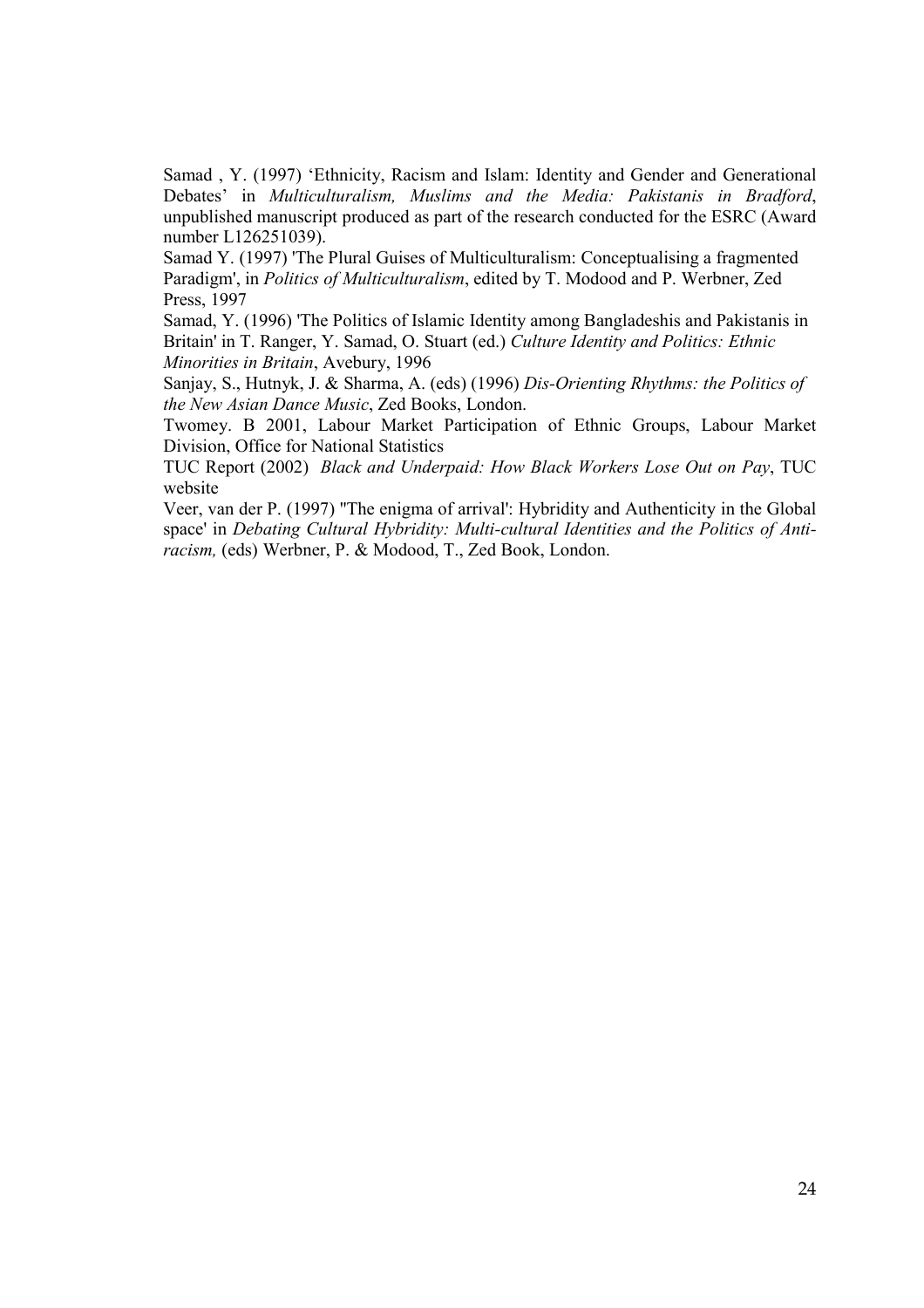Samad , Y. (1997) 'Ethnicity, Racism and Islam: Identity and Gender and Generational Debates' in *Multiculturalism, Muslims and the Media: Pakistanis in Bradford*, unpublished manuscript produced as part of the research conducted for the ESRC (Award number L126251039).

Samad Y. (1997) 'The Plural Guises of Multiculturalism: Conceptualising a fragmented Paradigm', in *Politics of Multiculturalism*, edited by T. Modood and P. Werbner, Zed Press, 1997

Samad, Y. (1996) 'The Politics of Islamic Identity among Bangladeshis and Pakistanis in Britain' in T. Ranger, Y. Samad, O. Stuart (ed.) *Culture Identity and Politics: Ethnic Minorities in Britain*, Avebury, 1996

Sanjay, S., Hutnyk, J. & Sharma, A. (eds) (1996) *Dis-Orienting Rhythms: the Politics of the New Asian Dance Music*, Zed Books, London.

Twomey. B 2001, Labour Market Participation of Ethnic Groups, Labour Market Division, Office for National Statistics

TUC Report (2002) *Black and Underpaid: How Black Workers Lose Out on Pay*, TUC website

Veer, van der P. (1997) "The enigma of arrival': Hybridity and Authenticity in the Global space' in *Debating Cultural Hybridity: Multi-cultural Identities and the Politics of Anti-racism,* (eds) Werbner, P. & Modood, T., Zed Book, London.